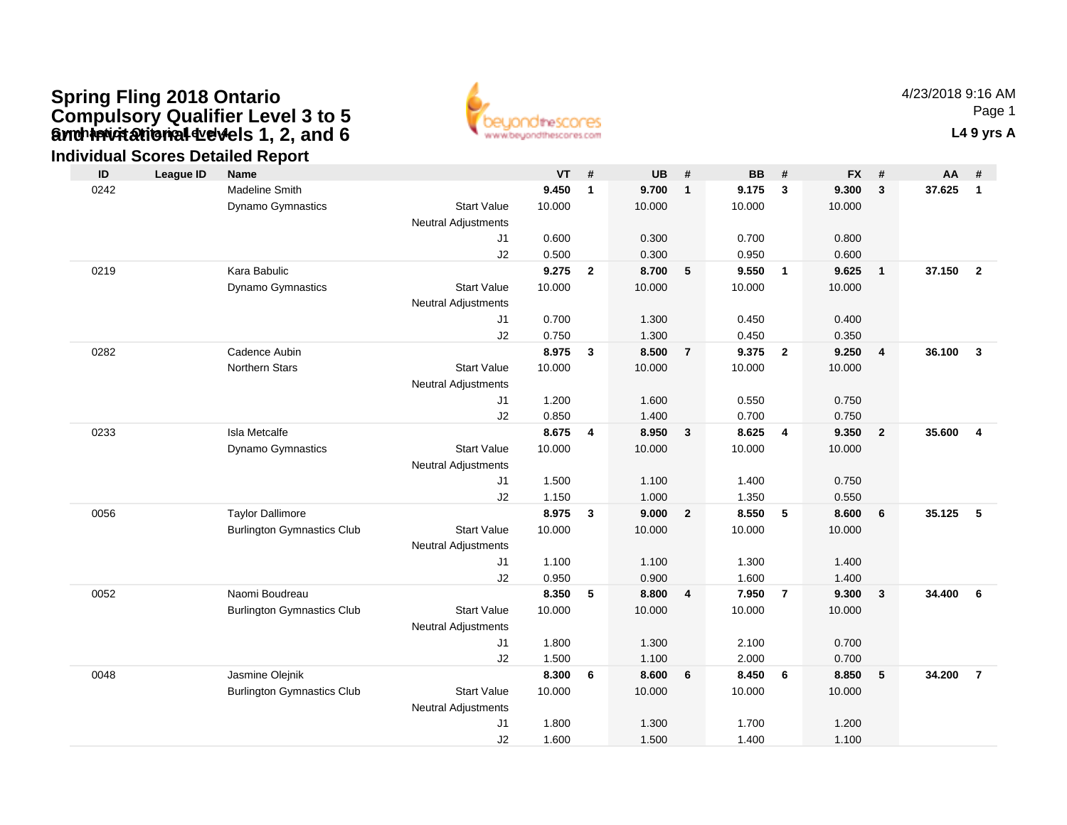# Spring Fling 2018 Ontario Compulsory Qualifier Level 3 to 5 and Invitational Levels 1, 2, and 6

Gymnastics Ontario Level 4

## Individual Scores Detailed Report

4/23/2018 9:16 AM

**L4 9 yrs A**

| ID | League ID | Name | | VT | # | UB | # | BB | # | FX | # | AA | # |
|---|---|---|---|---|---|---|---|---|---|---|---|---|---|
| 0242 | | Madeline Smith | | **9.450** | **1** | **9.700** | **1** | **9.175** | **3** | **9.300** | **3** | **37.625** | **1** |
| | | Dynamo Gymnastics | Start Value | 10.000 | | 10.000 | | 10.000 | | 10.000 | | | |
| | | | Neutral Adjustments | | | | | | | | | | |
| | | | J1 | 0.600 | | 0.300 | | 0.700 | | 0.800 | | | |
| | | | J2 | 0.500 | | 0.300 | | 0.950 | | 0.600 | | | |
| 0219 | | Kara Babulic | | **9.275** | **2** | **8.700** | **5** | **9.550** | **1** | **9.625** | **1** | **37.150** | **2** |
| | | Dynamo Gymnastics | Start Value | 10.000 | | 10.000 | | 10.000 | | 10.000 | | | |
| | | | Neutral Adjustments | | | | | | | | | | |
| | | | J1 | 0.700 | | 1.300 | | 0.450 | | 0.400 | | | |
| | | | J2 | 0.750 | | 1.300 | | 0.450 | | 0.350 | | | |
| 0282 | | Cadence Aubin | | **8.975** | **3** | **8.500** | **7** | **9.375** | **2** | **9.250** | **4** | **36.100** | **3** |
| | | Northern Stars | Start Value | 10.000 | | 10.000 | | 10.000 | | 10.000 | | | |
| | | | Neutral Adjustments | | | | | | | | | | |
| | | | J1 | 1.200 | | 1.600 | | 0.550 | | 0.750 | | | |
| | | | J2 | 0.850 | | 1.400 | | 0.700 | | 0.750 | | | |
| 0233 | | Isla Metcalfe | | **8.675** | **4** | **8.950** | **3** | **8.625** | **4** | **9.350** | **2** | **35.600** | **4** |
| | | Dynamo Gymnastics | Start Value | 10.000 | | 10.000 | | 10.000 | | 10.000 | | | |
| | | | Neutral Adjustments | | | | | | | | | | |
| | | | J1 | 1.500 | | 1.100 | | 1.400 | | 0.750 | | | |
| | | | J2 | 1.150 | | 1.000 | | 1.350 | | 0.550 | | | |
| 0056 | | Taylor Dallimore | | **8.975** | **3** | **9.000** | **2** | **8.550** | **5** | **8.600** | **6** | **35.125** | **5** |
| | | Burlington Gymnastics Club | Start Value | 10.000 | | 10.000 | | 10.000 | | 10.000 | | | |
| | | | Neutral Adjustments | | | | | | | | | | |
| | | | J1 | 1.100 | | 1.100 | | 1.300 | | 1.400 | | | |
| | | | J2 | 0.950 | | 0.900 | | 1.600 | | 1.400 | | | |
| 0052 | | Naomi Boudreau | | **8.350** | **5** | **8.800** | **4** | **7.950** | **7** | **9.300** | **3** | **34.400** | **6** |
| | | Burlington Gymnastics Club | Start Value | 10.000 | | 10.000 | | 10.000 | | 10.000 | | | |
| | | | Neutral Adjustments | | | | | | | | | | |
| | | | J1 | 1.800 | | 1.300 | | 2.100 | | 0.700 | | | |
| | | | J2 | 1.500 | | 1.100 | | 2.000 | | 0.700 | | | |
| 0048 | | Jasmine Olejnik | | **8.300** | **6** | **8.600** | **6** | **8.450** | **6** | **8.850** | **5** | **34.200** | **7** |
| | | Burlington Gymnastics Club | Start Value | 10.000 | | 10.000 | | 10.000 | | 10.000 | | | |
| | | | Neutral Adjustments | | | | | | | | | | |
| | | | J1 | 1.800 | | 1.300 | | 1.700 | | 1.200 | | | |
| | | | J2 | 1.600 | | 1.500 | | 1.400 | | 1.100 | | | |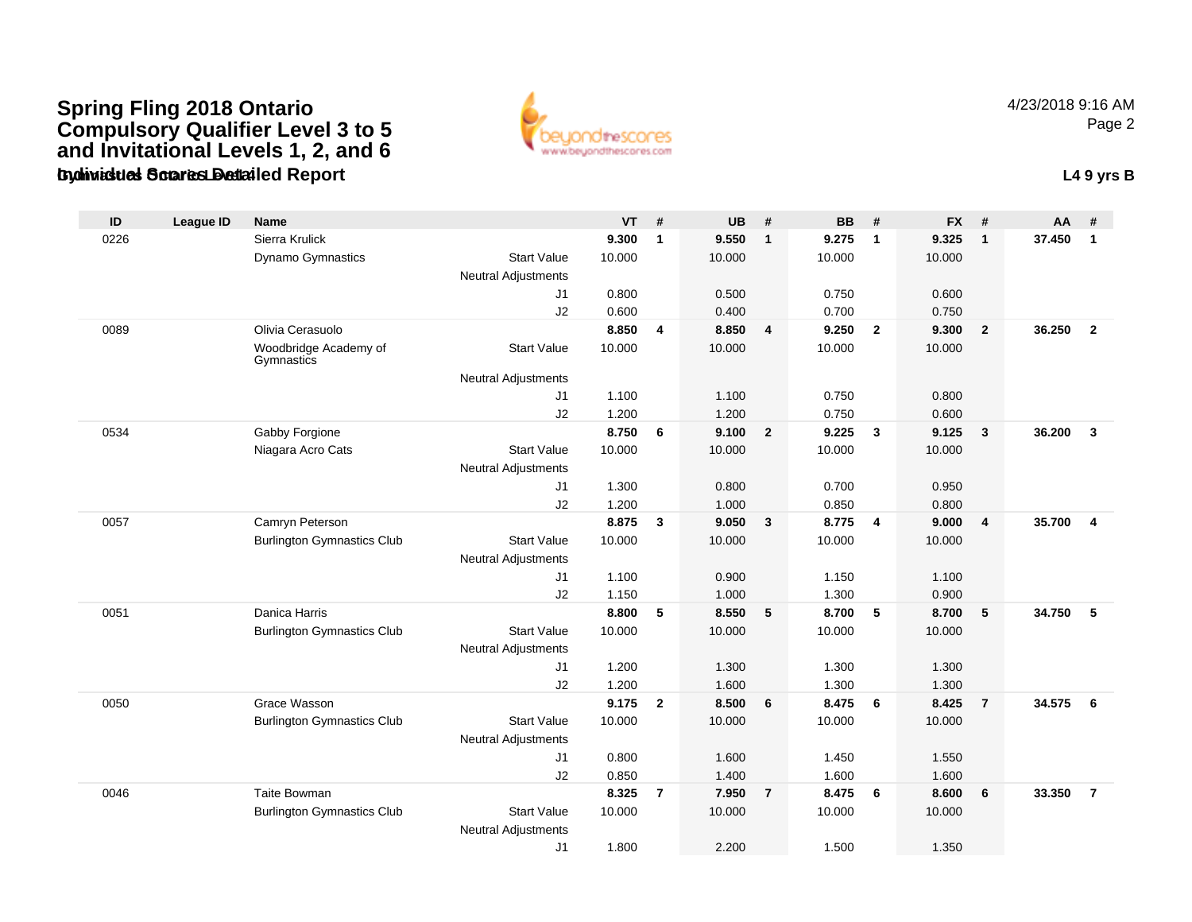# Spring Fling 2018 Ontario Compulsory Qualifier Level 3 to 5 and Invitational Levels 1, 2, and 6

## Individual Scores Detailed Report

4/23/2018 9:16 AM

**L4 9 yrs B**

| ID | League ID | Name | | VT | # | UB | # | BB | # | FX | # | AA | # |
|---|---|---|---|---|---|---|---|---|---|---|---|---|---|
| 0226 | | Sierra Krulick | | **9.300** | **1** | **9.550** | **1** | **9.275** | **1** | **9.325** | **1** | **37.450** | **1** |
| | | Dynamo Gymnastics | Start Value | 10.000 | | 10.000 | | 10.000 | | 10.000 | | | |
| | | | Neutral Adjustments | | | | | | | | | | |
| | | | J1 | 0.800 | | 0.500 | | 0.750 | | 0.600 | | | |
| | | | J2 | 0.600 | | 0.400 | | 0.700 | | 0.750 | | | |
| 0089 | | Olivia Cerasuolo | | **8.850** | **4** | **8.850** | **4** | **9.250** | **2** | **9.300** | **2** | **36.250** | **2** |
| | | Woodbridge Academy of Gymnastics | Start Value | 10.000 | | 10.000 | | 10.000 | | 10.000 | | | |
| | | | Neutral Adjustments | | | | | | | | | | |
| | | | J1 | 1.100 | | 1.100 | | 0.750 | | 0.800 | | | |
| | | | J2 | 1.200 | | 1.200 | | 0.750 | | 0.600 | | | |
| 0534 | | Gabby Forgione | | **8.750** | **6** | **9.100** | **2** | **9.225** | **3** | **9.125** | **3** | **36.200** | **3** |
| | | Niagara Acro Cats | Start Value | 10.000 | | 10.000 | | 10.000 | | 10.000 | | | |
| | | | Neutral Adjustments | | | | | | | | | | |
| | | | J1 | 1.300 | | 0.800 | | 0.700 | | 0.950 | | | |
| | | | J2 | 1.200 | | 1.000 | | 0.850 | | 0.800 | | | |
| 0057 | | Camryn Peterson | | **8.875** | **3** | **9.050** | **3** | **8.775** | **4** | **9.000** | **4** | **35.700** | **4** |
| | | Burlington Gymnastics Club | Start Value | 10.000 | | 10.000 | | 10.000 | | 10.000 | | | |
| | | | Neutral Adjustments | | | | | | | | | | |
| | | | J1 | 1.100 | | 0.900 | | 1.150 | | 1.100 | | | |
| | | | J2 | 1.150 | | 1.000 | | 1.300 | | 0.900 | | | |
| 0051 | | Danica Harris | | **8.800** | **5** | **8.550** | **5** | **8.700** | **5** | **8.700** | **5** | **34.750** | **5** |
| | | Burlington Gymnastics Club | Start Value | 10.000 | | 10.000 | | 10.000 | | 10.000 | | | |
| | | | Neutral Adjustments | | | | | | | | | | |
| | | | J1 | 1.200 | | 1.300 | | 1.300 | | 1.300 | | | |
| | | | J2 | 1.200 | | 1.600 | | 1.300 | | 1.300 | | | |
| 0050 | | Grace Wasson | | **9.175** | **2** | **8.500** | **6** | **8.475** | **6** | **8.425** | **7** | **34.575** | **6** |
| | | Burlington Gymnastics Club | Start Value | 10.000 | | 10.000 | | 10.000 | | 10.000 | | | |
| | | | Neutral Adjustments | | | | | | | | | | |
| | | | J1 | 0.800 | | 1.600 | | 1.450 | | 1.550 | | | |
| | | | J2 | 0.850 | | 1.400 | | 1.600 | | 1.600 | | | |
| 0046 | | Taite Bowman | | **8.325** | **7** | **7.950** | **7** | **8.475** | **6** | **8.600** | **6** | **33.350** | **7** |
| | | Burlington Gymnastics Club | Start Value | 10.000 | | 10.000 | | 10.000 | | 10.000 | | | |
| | | | Neutral Adjustments | | | | | | | | | | |
| | | | J1 | 1.800 | | 2.200 | | 1.500 | | 1.350 | | | |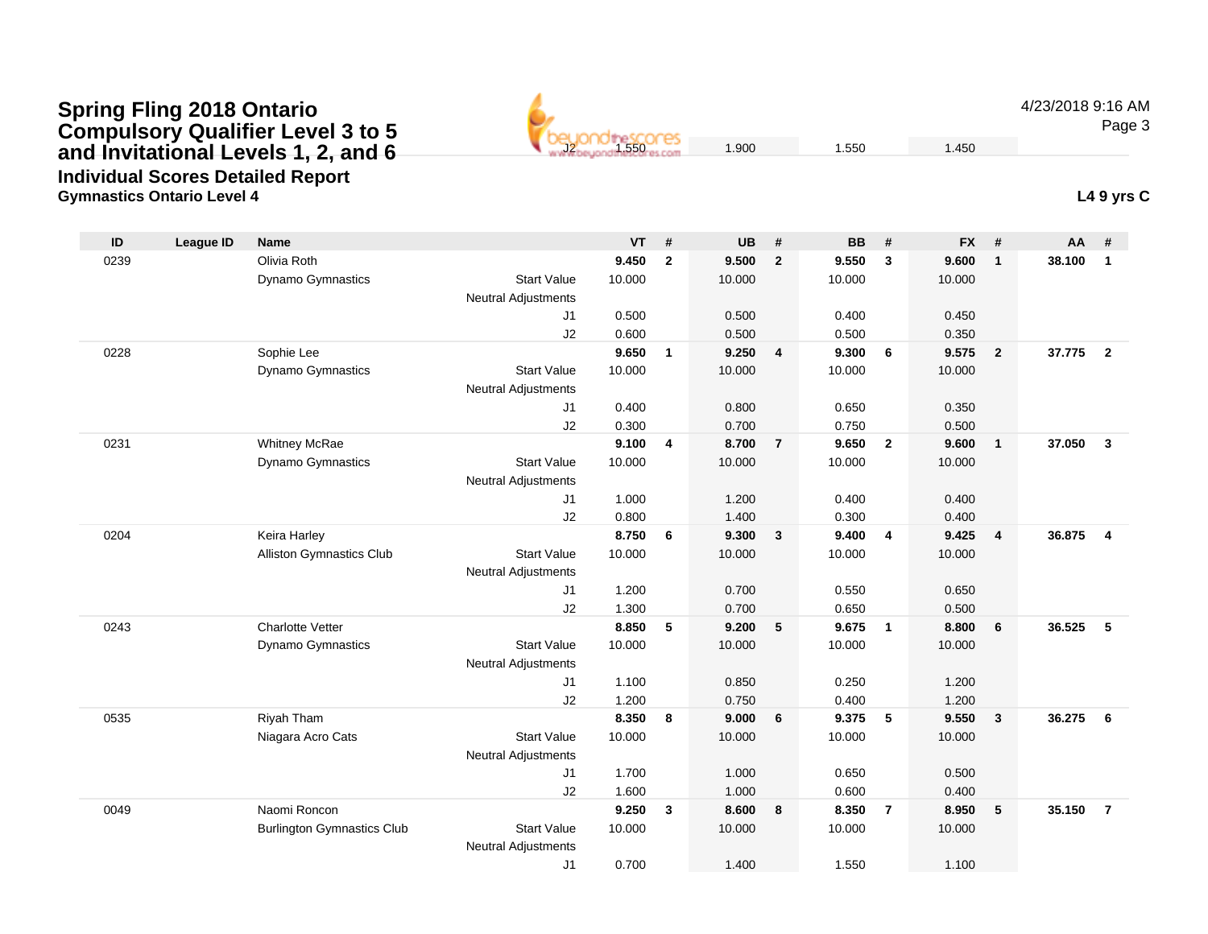# Spring Fling 2018 Ontario Compulsory Qualifier Level 3 to 5 and Invitational Levels 1, 2, and 6

## Individual Scores Detailed Report

### Gymnastics Ontario Level 4

4/23/2018 9:16 AM

| | | | J2 | 1.550 | | 1.900 | | 1.550 | | 1.450 | | | |
|---|---|---|---|---|---|---|---|---|---|---|---|---|---|

**L4 9 yrs C**

| ID | League ID | Name | | VT | # | UB | # | BB | # | FX | # | AA | # |
|---|---|---|---|---|---|---|---|---|---|---|---|---|---|
| 0239 | | Olivia Roth | | **9.450** | **2** | **9.500** | **2** | **9.550** | **3** | **9.600** | **1** | **38.100** | **1** |
| | | Dynamo Gymnastics | Start Value | 10.000 | | 10.000 | | 10.000 | | 10.000 | | | |
| | | | Neutral Adjustments | | | | | | | | | | |
| | | | J1 | 0.500 | | 0.500 | | 0.400 | | 0.450 | | | |
| | | | J2 | 0.600 | | 0.500 | | 0.500 | | 0.350 | | | |
| 0228 | | Sophie Lee | | **9.650** | **1** | **9.250** | **4** | **9.300** | **6** | **9.575** | **2** | **37.775** | **2** |
| | | Dynamo Gymnastics | Start Value | 10.000 | | 10.000 | | 10.000 | | 10.000 | | | |
| | | | Neutral Adjustments | | | | | | | | | | |
| | | | J1 | 0.400 | | 0.800 | | 0.650 | | 0.350 | | | |
| | | | J2 | 0.300 | | 0.700 | | 0.750 | | 0.500 | | | |
| 0231 | | Whitney McRae | | **9.100** | **4** | **8.700** | **7** | **9.650** | **2** | **9.600** | **1** | **37.050** | **3** |
| | | Dynamo Gymnastics | Start Value | 10.000 | | 10.000 | | 10.000 | | 10.000 | | | |
| | | | Neutral Adjustments | | | | | | | | | | |
| | | | J1 | 1.000 | | 1.200 | | 0.400 | | 0.400 | | | |
| | | | J2 | 0.800 | | 1.400 | | 0.300 | | 0.400 | | | |
| 0204 | | Keira Harley | | **8.750** | **6** | **9.300** | **3** | **9.400** | **4** | **9.425** | **4** | **36.875** | **4** |
| | | Alliston Gymnastics Club | Start Value | 10.000 | | 10.000 | | 10.000 | | 10.000 | | | |
| | | | Neutral Adjustments | | | | | | | | | | |
| | | | J1 | 1.200 | | 0.700 | | 0.550 | | 0.650 | | | |
| | | | J2 | 1.300 | | 0.700 | | 0.650 | | 0.500 | | | |
| 0243 | | Charlotte Vetter | | **8.850** | **5** | **9.200** | **5** | **9.675** | **1** | **8.800** | **6** | **36.525** | **5** |
| | | Dynamo Gymnastics | Start Value | 10.000 | | 10.000 | | 10.000 | | 10.000 | | | |
| | | | Neutral Adjustments | | | | | | | | | | |
| | | | J1 | 1.100 | | 0.850 | | 0.250 | | 1.200 | | | |
| | | | J2 | 1.200 | | 0.750 | | 0.400 | | 1.200 | | | |
| 0535 | | Riyah Tham | | **8.350** | **8** | **9.000** | **6** | **9.375** | **5** | **9.550** | **3** | **36.275** | **6** |
| | | Niagara Acro Cats | Start Value | 10.000 | | 10.000 | | 10.000 | | 10.000 | | | |
| | | | Neutral Adjustments | | | | | | | | | | |
| | | | J1 | 1.700 | | 1.000 | | 0.650 | | 0.500 | | | |
| | | | J2 | 1.600 | | 1.000 | | 0.600 | | 0.400 | | | |
| 0049 | | Naomi Roncon | | **9.250** | **3** | **8.600** | **8** | **8.350** | **7** | **8.950** | **5** | **35.150** | **7** |
| | | Burlington Gymnastics Club | Start Value | 10.000 | | 10.000 | | 10.000 | | 10.000 | | | |
| | | | Neutral Adjustments | | | | | | | | | | |
| | | | J1 | 0.700 | | 1.400 | | 1.550 | | 1.100 | | | |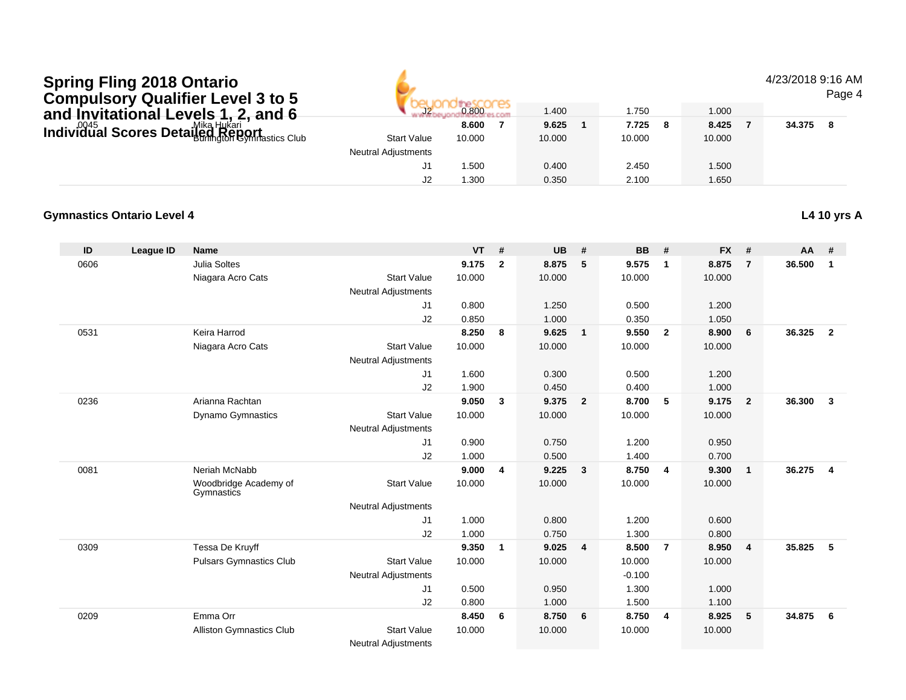# Spring Fling 2018 Ontario Compulsory Qualifier Level 3 to 5 and Invitational Levels 1, 2, and 6

## Individual Scores Detailed Report

| ID | League ID | Name | | VT | # | UB | # | BB | # | FX | # | AA | # |
|---|---|---|---|---|---|---|---|---|---|---|---|---|---|
| | | | J2 | 0.800 | | 1.400 | | 1.750 | | 1.000 | | | |
| 0045 | | Mika Hukari | | **8.600** | **7** | **9.625** | **1** | **7.725** | **8** | **8.425** | **7** | **34.375** | **8** |
| | | Burlington Gymnastics Club | Start Value | 10.000 | | 10.000 | | 10.000 | | 10.000 | | | |
| | | | Neutral Adjustments | | | | | | | | | | |
| | | | J1 | 1.500 | | 0.400 | | 2.450 | | 1.500 | | | |
| | | | J2 | 1.300 | | 0.350 | | 2.100 | | 1.650 | | | |

### Gymnastics Ontario Level 4

**L4 10 yrs A**

| ID | League ID | Name | | VT | # | UB | # | BB | # | FX | # | AA | # |
|---|---|---|---|---|---|---|---|---|---|---|---|---|---|
| 0606 | | Julia Soltes | | **9.175** | **2** | **8.875** | **5** | **9.575** | **1** | **8.875** | **7** | **36.500** | **1** |
| | | Niagara Acro Cats | Start Value | 10.000 | | 10.000 | | 10.000 | | 10.000 | | | |
| | | | Neutral Adjustments | | | | | | | | | | |
| | | | J1 | 0.800 | | 1.250 | | 0.500 | | 1.200 | | | |
| | | | J2 | 0.850 | | 1.000 | | 0.350 | | 1.050 | | | |
| 0531 | | Keira Harrod | | **8.250** | **8** | **9.625** | **1** | **9.550** | **2** | **8.900** | **6** | **36.325** | **2** |
| | | Niagara Acro Cats | Start Value | 10.000 | | 10.000 | | 10.000 | | 10.000 | | | |
| | | | Neutral Adjustments | | | | | | | | | | |
| | | | J1 | 1.600 | | 0.300 | | 0.500 | | 1.200 | | | |
| | | | J2 | 1.900 | | 0.450 | | 0.400 | | 1.000 | | | |
| 0236 | | Arianna Rachtan | | **9.050** | **3** | **9.375** | **2** | **8.700** | **5** | **9.175** | **2** | **36.300** | **3** |
| | | Dynamo Gymnastics | Start Value | 10.000 | | 10.000 | | 10.000 | | 10.000 | | | |
| | | | Neutral Adjustments | | | | | | | | | | |
| | | | J1 | 0.900 | | 0.750 | | 1.200 | | 0.950 | | | |
| | | | J2 | 1.000 | | 0.500 | | 1.400 | | 0.700 | | | |
| 0081 | | Neriah McNabb | | **9.000** | **4** | **9.225** | **3** | **8.750** | **4** | **9.300** | **1** | **36.275** | **4** |
| | | Woodbridge Academy of Gymnastics | Start Value | 10.000 | | 10.000 | | 10.000 | | 10.000 | | | |
| | | | Neutral Adjustments | | | | | | | | | | |
| | | | J1 | 1.000 | | 0.800 | | 1.200 | | 0.600 | | | |
| | | | J2 | 1.000 | | 0.750 | | 1.300 | | 0.800 | | | |
| 0309 | | Tessa De Kruyff | | **9.350** | **1** | **9.025** | **4** | **8.500** | **7** | **8.950** | **4** | **35.825** | **5** |
| | | Pulsars Gymnastics Club | Start Value | 10.000 | | 10.000 | | 10.000 | | 10.000 | | | |
| | | | Neutral Adjustments | | | | | -0.100 | | | | | |
| | | | J1 | 0.500 | | 0.950 | | 1.300 | | 1.000 | | | |
| | | | J2 | 0.800 | | 1.000 | | 1.500 | | 1.100 | | | |
| 0209 | | Emma Orr | | **8.450** | **6** | **8.750** | **6** | **8.750** | **4** | **8.925** | **5** | **34.875** | **6** |
| | | Alliston Gymnastics Club | Start Value | 10.000 | | 10.000 | | 10.000 | | 10.000 | | | |
| | | | Neutral Adjustments | | | | | | | | | | |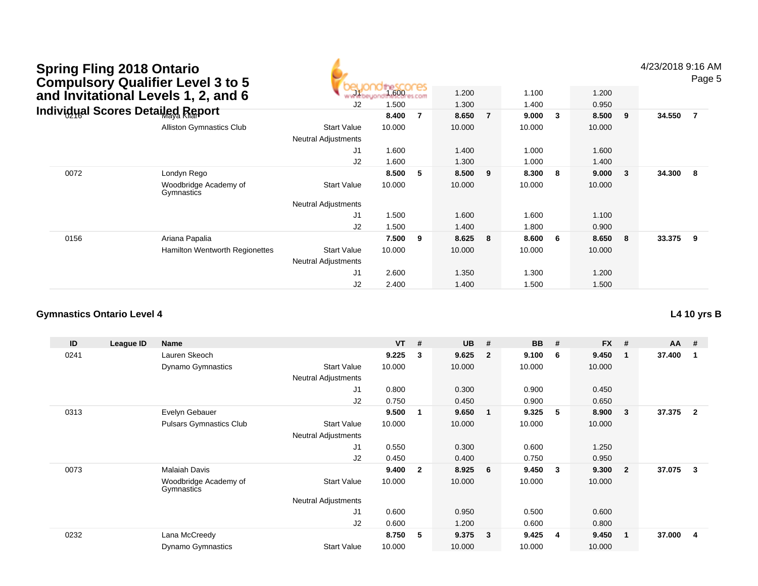# Spring Fling 2018 Ontario Compulsory Qualifier Level 3 to 5 and Invitational Levels 1, 2, and 6

## Individual Scores Detailed Report

4/23/2018 9:16 AM

| ID | League ID | Name | | VT | # | UB | # | BB | # | FX | # | AA | # |
|---|---|---|---|---|---|---|---|---|---|---|---|---|---|
| | | | J1 | 1.600 | | 1.200 | | 1.100 | | 1.200 | | | |
| | | | J2 | 1.500 | | 1.300 | | 1.400 | | 0.950 | | | |
| 0216 | | Maya Kilar | | 8.400 | 7 | 8.650 | 7 | 9.000 | 3 | 8.500 | 9 | 34.550 | 7 |
| | | Alliston Gymnastics Club | Start Value | 10.000 | | 10.000 | | 10.000 | | 10.000 | | | |
| | | | Neutral Adjustments | | | | | | | | | | |
| | | | J1 | 1.600 | | 1.400 | | 1.000 | | 1.600 | | | |
| | | | J2 | 1.600 | | 1.300 | | 1.000 | | 1.400 | | | |
| 0072 | | Londyn Rego | | 8.500 | 5 | 8.500 | 9 | 8.300 | 8 | 9.000 | 3 | 34.300 | 8 |
| | | Woodbridge Academy of Gymnastics | Start Value | 10.000 | | 10.000 | | 10.000 | | 10.000 | | | |
| | | | Neutral Adjustments | | | | | | | | | | |
| | | | J1 | 1.500 | | 1.600 | | 1.600 | | 1.100 | | | |
| | | | J2 | 1.500 | | 1.400 | | 1.800 | | 0.900 | | | |
| 0156 | | Ariana Papalia | | 7.500 | 9 | 8.625 | 8 | 8.600 | 6 | 8.650 | 8 | 33.375 | 9 |
| | | Hamilton Wentworth Regionettes | Start Value | 10.000 | | 10.000 | | 10.000 | | 10.000 | | | |
| | | | Neutral Adjustments | | | | | | | | | | |
| | | | J1 | 2.600 | | 1.350 | | 1.300 | | 1.200 | | | |
| | | | J2 | 2.400 | | 1.400 | | 1.500 | | 1.500 | | | |

### Gymnastics Ontario Level 4

**L4 10 yrs B**

| ID | League ID | Name | | VT | # | UB | # | BB | # | FX | # | AA | # |
|---|---|---|---|---|---|---|---|---|---|---|---|---|---|
| 0241 | | Lauren Skeoch | | 9.225 | 3 | 9.625 | 2 | 9.100 | 6 | 9.450 | 1 | 37.400 | 1 |
| | | Dynamo Gymnastics | Start Value | 10.000 | | 10.000 | | 10.000 | | 10.000 | | | |
| | | | Neutral Adjustments | | | | | | | | | | |
| | | | J1 | 0.800 | | 0.300 | | 0.900 | | 0.450 | | | |
| | | | J2 | 0.750 | | 0.450 | | 0.900 | | 0.650 | | | |
| 0313 | | Evelyn Gebauer | | 9.500 | 1 | 9.650 | 1 | 9.325 | 5 | 8.900 | 3 | 37.375 | 2 |
| | | Pulsars Gymnastics Club | Start Value | 10.000 | | 10.000 | | 10.000 | | 10.000 | | | |
| | | | Neutral Adjustments | | | | | | | | | | |
| | | | J1 | 0.550 | | 0.300 | | 0.600 | | 1.250 | | | |
| | | | J2 | 0.450 | | 0.400 | | 0.750 | | 0.950 | | | |
| 0073 | | Malaiah Davis | | 9.400 | 2 | 8.925 | 6 | 9.450 | 3 | 9.300 | 2 | 37.075 | 3 |
| | | Woodbridge Academy of Gymnastics | Start Value | 10.000 | | 10.000 | | 10.000 | | 10.000 | | | |
| | | | Neutral Adjustments | | | | | | | | | | |
| | | | J1 | 0.600 | | 0.950 | | 0.500 | | 0.600 | | | |
| | | | J2 | 0.600 | | 1.200 | | 0.600 | | 0.800 | | | |
| 0232 | | Lana McCreedy | | 8.750 | 5 | 9.375 | 3 | 9.425 | 4 | 9.450 | 1 | 37.000 | 4 |
| | | Dynamo Gymnastics | Start Value | 10.000 | | 10.000 | | 10.000 | | 10.000 | | | |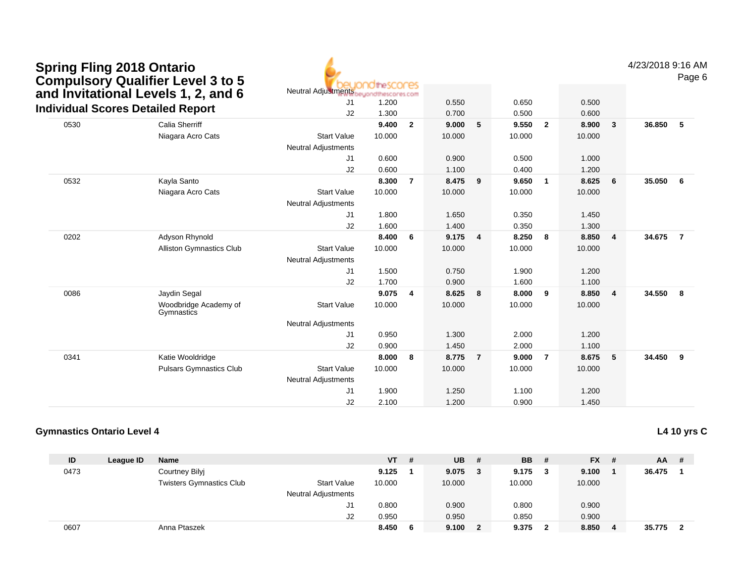## Spring Fling 2018 Ontario Compulsory Qualifier Level 3 to 5 and Invitational Levels 1, 2, and 6

### Individual Scores Detailed Report

| ID | League ID | Name | | VT | # | UB | # | BB | # | FX | # | AA | # |
|---|---|---|---|---|---|---|---|---|---|---|---|---|---|
| | | | Neutral Adjustments | | | | | | | | | | |
| | | | J1 | 1.200 | | 0.550 | | 0.650 | | 0.500 | | | |
| | | | J2 | 1.300 | | 0.700 | | 0.500 | | 0.600 | | | |
| 0530 | | Calia Sherriff | | 9.400 | 2 | 9.000 | 5 | 9.550 | 2 | 8.900 | 3 | 36.850 | 5 |
| | | Niagara Acro Cats | Start Value | 10.000 | | 10.000 | | 10.000 | | 10.000 | | | |
| | | | Neutral Adjustments | | | | | | | | | | |
| | | | J1 | 0.600 | | 0.900 | | 0.500 | | 1.000 | | | |
| | | | J2 | 0.600 | | 1.100 | | 0.400 | | 1.200 | | | |
| 0532 | | Kayla Santo | | 8.300 | 7 | 8.475 | 9 | 9.650 | 1 | 8.625 | 6 | 35.050 | 6 |
| | | Niagara Acro Cats | Start Value | 10.000 | | 10.000 | | 10.000 | | 10.000 | | | |
| | | | Neutral Adjustments | | | | | | | | | | |
| | | | J1 | 1.800 | | 1.650 | | 0.350 | | 1.450 | | | |
| | | | J2 | 1.600 | | 1.400 | | 0.350 | | 1.300 | | | |
| 0202 | | Adyson Rhynold | | 8.400 | 6 | 9.175 | 4 | 8.250 | 8 | 8.850 | 4 | 34.675 | 7 |
| | | Alliston Gymnastics Club | Start Value | 10.000 | | 10.000 | | 10.000 | | 10.000 | | | |
| | | | Neutral Adjustments | | | | | | | | | | |
| | | | J1 | 1.500 | | 0.750 | | 1.900 | | 1.200 | | | |
| | | | J2 | 1.700 | | 0.900 | | 1.600 | | 1.100 | | | |
| 0086 | | Jaydin Segal | | 9.075 | 4 | 8.625 | 8 | 8.000 | 9 | 8.850 | 4 | 34.550 | 8 |
| | | Woodbridge Academy of Gymnastics | Start Value | 10.000 | | 10.000 | | 10.000 | | 10.000 | | | |
| | | | Neutral Adjustments | | | | | | | | | | |
| | | | J1 | 0.950 | | 1.300 | | 2.000 | | 1.200 | | | |
| | | | J2 | 0.900 | | 1.450 | | 2.000 | | 1.100 | | | |
| 0341 | | Katie Wooldridge | | 8.000 | 8 | 8.775 | 7 | 9.000 | 7 | 8.675 | 5 | 34.450 | 9 |
| | | Pulsars Gymnastics Club | Start Value | 10.000 | | 10.000 | | 10.000 | | 10.000 | | | |
| | | | Neutral Adjustments | | | | | | | | | | |
| | | | J1 | 1.900 | | 1.250 | | 1.100 | | 1.200 | | | |
| | | | J2 | 2.100 | | 1.200 | | 0.900 | | 1.450 | | | |

### Gymnastics Ontario Level 4

**L4 10 yrs C**

| ID | League ID | Name | | VT | # | UB | # | BB | # | FX | # | AA | # |
|---|---|---|---|---|---|---|---|---|---|---|---|---|---|
| 0473 | | Courtney Bilyj | | 9.125 | 1 | 9.075 | 3 | 9.175 | 3 | 9.100 | 1 | 36.475 | 1 |
| | | Twisters Gymnastics Club | Start Value | 10.000 | | 10.000 | | 10.000 | | 10.000 | | | |
| | | | Neutral Adjustments | | | | | | | | | | |
| | | | J1 | 0.800 | | 0.900 | | 0.800 | | 0.900 | | | |
| | | | J2 | 0.950 | | 0.950 | | 0.850 | | 0.900 | | | |
| 0607 | | Anna Ptaszek | | 8.450 | 6 | 9.100 | 2 | 9.375 | 2 | 8.850 | 4 | 35.775 | 2 |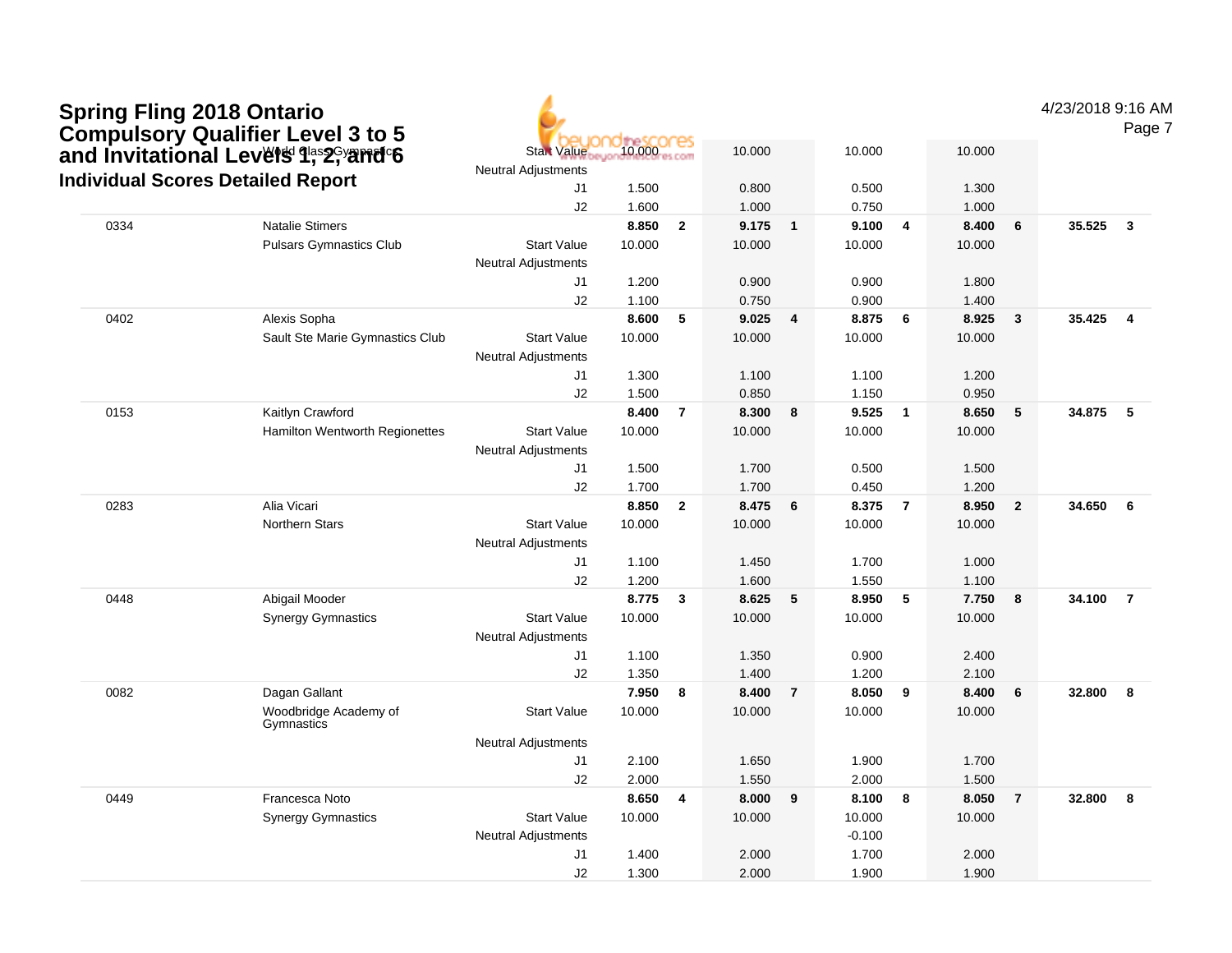# Spring Fling 2018 Ontario Compulsory Qualifier Level 3 to 5 and Invitational Levels 1, 2, and 6

## Individual Scores Detailed Report

| # | Name / Club | | Vault | Rank | Bars | Rank | Beam | Rank | Floor | Rank | AA | Rank |
|---|---|---|---|---|---|---|---|---|---|---|---|---|
| | World Class Gymnastics | Start Value | 10.000 | | 10.000 | | 10.000 | | 10.000 | | | |
| | | Neutral Adjustments | | | | | | | | | | |
| | | J1 | 1.500 | | 0.800 | | 0.500 | | 1.300 | | | |
| | | J2 | 1.600 | | 1.000 | | 0.750 | | 1.000 | | | |
| 0334 | Natalie Stimers | | 8.850 | 2 | 9.175 | 1 | 9.100 | 4 | 8.400 | 6 | 35.525 | 3 |
| | Pulsars Gymnastics Club | Start Value | 10.000 | | 10.000 | | 10.000 | | 10.000 | | | |
| | | Neutral Adjustments | | | | | | | | | | |
| | | J1 | 1.200 | | 0.900 | | 0.900 | | 1.800 | | | |
| | | J2 | 1.100 | | 0.750 | | 0.900 | | 1.400 | | | |
| 0402 | Alexis Sopha | | 8.600 | 5 | 9.025 | 4 | 8.875 | 6 | 8.925 | 3 | 35.425 | 4 |
| | Sault Ste Marie Gymnastics Club | Start Value | 10.000 | | 10.000 | | 10.000 | | 10.000 | | | |
| | | Neutral Adjustments | | | | | | | | | | |
| | | J1 | 1.300 | | 1.100 | | 1.100 | | 1.200 | | | |
| | | J2 | 1.500 | | 0.850 | | 1.150 | | 0.950 | | | |
| 0153 | Kaitlyn Crawford | | 8.400 | 7 | 8.300 | 8 | 9.525 | 1 | 8.650 | 5 | 34.875 | 5 |
| | Hamilton Wentworth Regionettes | Start Value | 10.000 | | 10.000 | | 10.000 | | 10.000 | | | |
| | | Neutral Adjustments | | | | | | | | | | |
| | | J1 | 1.500 | | 1.700 | | 0.500 | | 1.500 | | | |
| | | J2 | 1.700 | | 1.700 | | 0.450 | | 1.200 | | | |
| 0283 | Alia Vicari | | 8.850 | 2 | 8.475 | 6 | 8.375 | 7 | 8.950 | 2 | 34.650 | 6 |
| | Northern Stars | Start Value | 10.000 | | 10.000 | | 10.000 | | 10.000 | | | |
| | | Neutral Adjustments | | | | | | | | | | |
| | | J1 | 1.100 | | 1.450 | | 1.700 | | 1.000 | | | |
| | | J2 | 1.200 | | 1.600 | | 1.550 | | 1.100 | | | |
| 0448 | Abigail Mooder | | 8.775 | 3 | 8.625 | 5 | 8.950 | 5 | 7.750 | 8 | 34.100 | 7 |
| | Synergy Gymnastics | Start Value | 10.000 | | 10.000 | | 10.000 | | 10.000 | | | |
| | | Neutral Adjustments | | | | | | | | | | |
| | | J1 | 1.100 | | 1.350 | | 0.900 | | 2.400 | | | |
| | | J2 | 1.350 | | 1.400 | | 1.200 | | 2.100 | | | |
| 0082 | Dagan Gallant | | 7.950 | 8 | 8.400 | 7 | 8.050 | 9 | 8.400 | 6 | 32.800 | 8 |
| | Woodbridge Academy of Gymnastics | Start Value | 10.000 | | 10.000 | | 10.000 | | 10.000 | | | |
| | | Neutral Adjustments | | | | | | | | | | |
| | | J1 | 2.100 | | 1.650 | | 1.900 | | 1.700 | | | |
| | | J2 | 2.000 | | 1.550 | | 2.000 | | 1.500 | | | |
| 0449 | Francesca Noto | | 8.650 | 4 | 8.000 | 9 | 8.100 | 8 | 8.050 | 7 | 32.800 | 8 |
| | Synergy Gymnastics | Start Value | 10.000 | | 10.000 | | 10.000 | | 10.000 | | | |
| | | Neutral Adjustments | | | | | -0.100 | | | | | |
| | | J1 | 1.400 | | 2.000 | | 1.700 | | 2.000 | | | |
| | | J2 | 1.300 | | 2.000 | | 1.900 | | 1.900 | | | |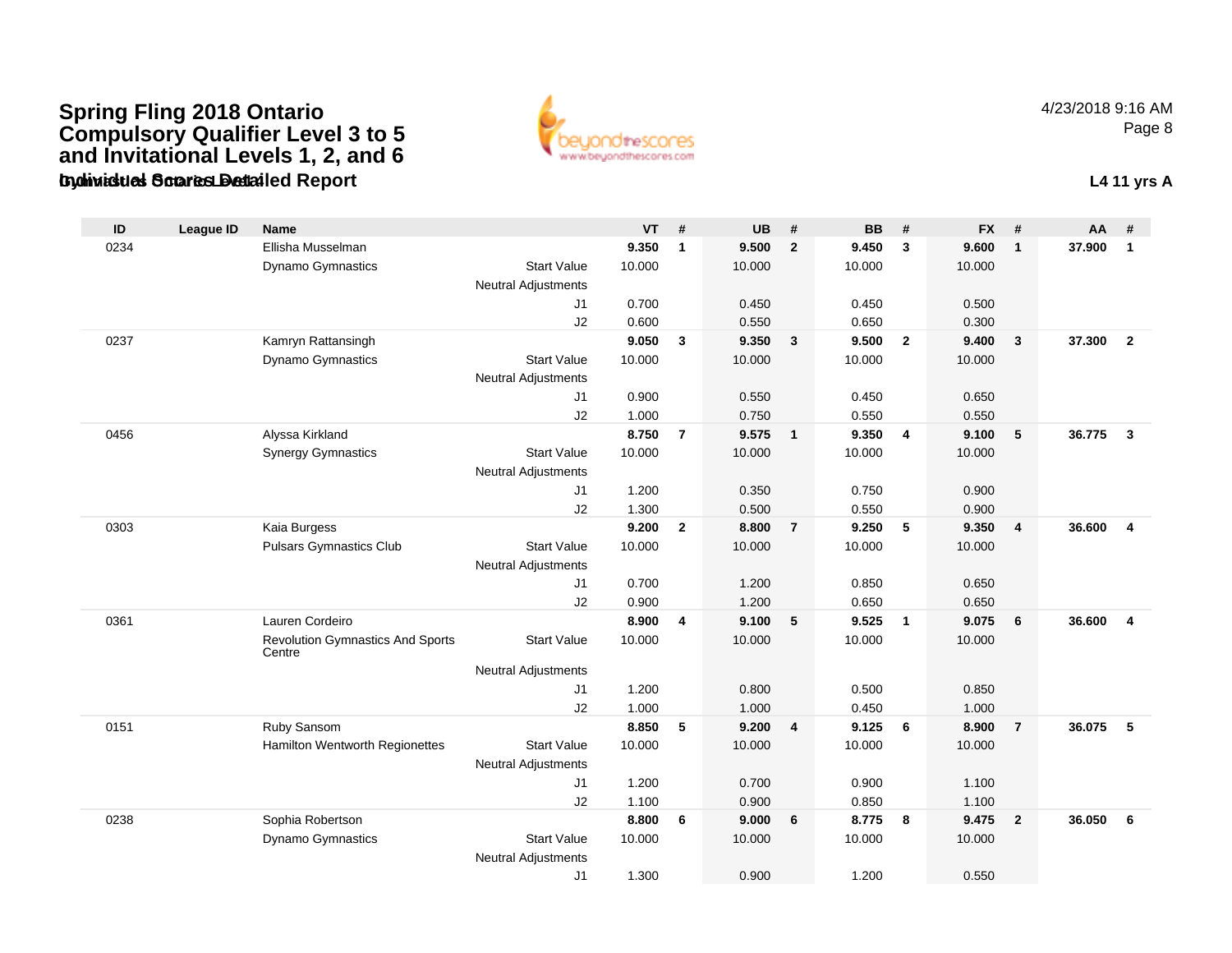# Spring Fling 2018 Ontario Compulsory Qualifier Level 3 to 5 and Invitational Levels 1, 2, and 6

## Individual Scores Detailed Report

4/23/2018 9:16 AM

**L4 11 yrs A**

| ID | League ID | Name | | VT | # | UB | # | BB | # | FX | # | AA | # |
|---|---|---|---|---|---|---|---|---|---|---|---|---|---|
| 0234 | | Ellisha Musselman | | **9.350** | **1** | **9.500** | **2** | **9.450** | **3** | **9.600** | **1** | **37.900** | **1** |
| | | Dynamo Gymnastics | Start Value | 10.000 | | 10.000 | | 10.000 | | 10.000 | | | |
| | | | Neutral Adjustments | | | | | | | | | | |
| | | | J1 | 0.700 | | 0.450 | | 0.450 | | 0.500 | | | |
| | | | J2 | 0.600 | | 0.550 | | 0.650 | | 0.300 | | | |
| 0237 | | Kamryn Rattansingh | | **9.050** | **3** | **9.350** | **3** | **9.500** | **2** | **9.400** | **3** | **37.300** | **2** |
| | | Dynamo Gymnastics | Start Value | 10.000 | | 10.000 | | 10.000 | | 10.000 | | | |
| | | | Neutral Adjustments | | | | | | | | | | |
| | | | J1 | 0.900 | | 0.550 | | 0.450 | | 0.650 | | | |
| | | | J2 | 1.000 | | 0.750 | | 0.550 | | 0.550 | | | |
| 0456 | | Alyssa Kirkland | | **8.750** | **7** | **9.575** | **1** | **9.350** | **4** | **9.100** | **5** | **36.775** | **3** |
| | | Synergy Gymnastics | Start Value | 10.000 | | 10.000 | | 10.000 | | 10.000 | | | |
| | | | Neutral Adjustments | | | | | | | | | | |
| | | | J1 | 1.200 | | 0.350 | | 0.750 | | 0.900 | | | |
| | | | J2 | 1.300 | | 0.500 | | 0.550 | | 0.900 | | | |
| 0303 | | Kaia Burgess | | **9.200** | **2** | **8.800** | **7** | **9.250** | **5** | **9.350** | **4** | **36.600** | **4** |
| | | Pulsars Gymnastics Club | Start Value | 10.000 | | 10.000 | | 10.000 | | 10.000 | | | |
| | | | Neutral Adjustments | | | | | | | | | | |
| | | | J1 | 0.700 | | 1.200 | | 0.850 | | 0.650 | | | |
| | | | J2 | 0.900 | | 1.200 | | 0.650 | | 0.650 | | | |
| 0361 | | Lauren Cordeiro | | **8.900** | **4** | **9.100** | **5** | **9.525** | **1** | **9.075** | **6** | **36.600** | **4** |
| | | Revolution Gymnastics And Sports Centre | Start Value | 10.000 | | 10.000 | | 10.000 | | 10.000 | | | |
| | | | Neutral Adjustments | | | | | | | | | | |
| | | | J1 | 1.200 | | 0.800 | | 0.500 | | 0.850 | | | |
| | | | J2 | 1.000 | | 1.000 | | 0.450 | | 1.000 | | | |
| 0151 | | Ruby Sansom | | **8.850** | **5** | **9.200** | **4** | **9.125** | **6** | **8.900** | **7** | **36.075** | **5** |
| | | Hamilton Wentworth Regionettes | Start Value | 10.000 | | 10.000 | | 10.000 | | 10.000 | | | |
| | | | Neutral Adjustments | | | | | | | | | | |
| | | | J1 | 1.200 | | 0.700 | | 0.900 | | 1.100 | | | |
| | | | J2 | 1.100 | | 0.900 | | 0.850 | | 1.100 | | | |
| 0238 | | Sophia Robertson | | **8.800** | **6** | **9.000** | **6** | **8.775** | **8** | **9.475** | **2** | **36.050** | **6** |
| | | Dynamo Gymnastics | Start Value | 10.000 | | 10.000 | | 10.000 | | 10.000 | | | |
| | | | Neutral Adjustments | | | | | | | | | | |
| | | | J1 | 1.300 | | 0.900 | | 1.200 | | 0.550 | | | |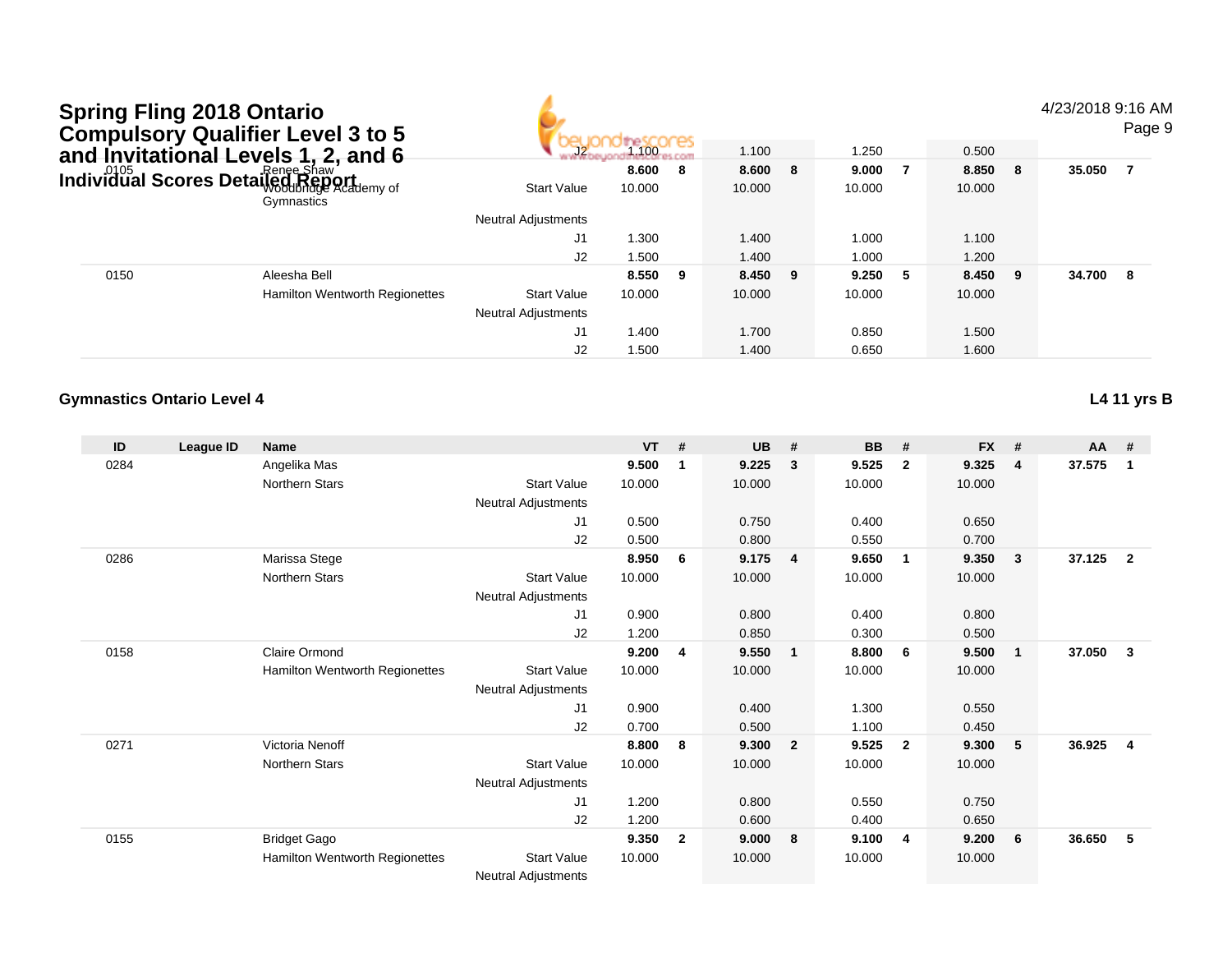# Spring Fling 2018 Ontario Compulsory Qualifier Level 3 to 5 and Invitational Levels 1, 2, and 6

## Individual Scores Detailed Report

4/23/2018 9:16 AM

| ID | League ID | Name | | VT | # | UB | # | BB | # | FX | # | AA | # |
|---|---|---|---|---|---|---|---|---|---|---|---|---|---|
| | | | J2 | 1.100 | | 1.100 | | 1.250 | | 0.500 | | | |
| 0105 | | Renee Shaw | | **8.600** | **8** | **8.600** | **8** | **9.000** | **7** | **8.850** | **8** | **35.050** | **7** |
| | | Woodbridge Academy of Gymnastics | Start Value | 10.000 | | 10.000 | | 10.000 | | 10.000 | | | |
| | | | Neutral Adjustments | | | | | | | | | | |
| | | | J1 | 1.300 | | 1.400 | | 1.000 | | 1.100 | | | |
| | | | J2 | 1.500 | | 1.400 | | 1.000 | | 1.200 | | | |
| 0150 | | Aleesha Bell | | **8.550** | **9** | **8.450** | **9** | **9.250** | **5** | **8.450** | **9** | **34.700** | **8** |
| | | Hamilton Wentworth Regionettes | Start Value | 10.000 | | 10.000 | | 10.000 | | 10.000 | | | |
| | | | Neutral Adjustments | | | | | | | | | | |
| | | | J1 | 1.400 | | 1.700 | | 0.850 | | 1.500 | | | |
| | | | J2 | 1.500 | | 1.400 | | 0.650 | | 1.600 | | | |

### Gymnastics Ontario Level 4

**L4 11 yrs B**

| ID | League ID | Name | | VT | # | UB | # | BB | # | FX | # | AA | # |
|---|---|---|---|---|---|---|---|---|---|---|---|---|---|
| 0284 | | Angelika Mas | | **9.500** | **1** | **9.225** | **3** | **9.525** | **2** | **9.325** | **4** | **37.575** | **1** |
| | | Northern Stars | Start Value | 10.000 | | 10.000 | | 10.000 | | 10.000 | | | |
| | | | Neutral Adjustments | | | | | | | | | | |
| | | | J1 | 0.500 | | 0.750 | | 0.400 | | 0.650 | | | |
| | | | J2 | 0.500 | | 0.800 | | 0.550 | | 0.700 | | | |
| 0286 | | Marissa Stege | | **8.950** | **6** | **9.175** | **4** | **9.650** | **1** | **9.350** | **3** | **37.125** | **2** |
| | | Northern Stars | Start Value | 10.000 | | 10.000 | | 10.000 | | 10.000 | | | |
| | | | Neutral Adjustments | | | | | | | | | | |
| | | | J1 | 0.900 | | 0.800 | | 0.400 | | 0.800 | | | |
| | | | J2 | 1.200 | | 0.850 | | 0.300 | | 0.500 | | | |
| 0158 | | Claire Ormond | | **9.200** | **4** | **9.550** | **1** | **8.800** | **6** | **9.500** | **1** | **37.050** | **3** |
| | | Hamilton Wentworth Regionettes | Start Value | 10.000 | | 10.000 | | 10.000 | | 10.000 | | | |
| | | | Neutral Adjustments | | | | | | | | | | |
| | | | J1 | 0.900 | | 0.400 | | 1.300 | | 0.550 | | | |
| | | | J2 | 0.700 | | 0.500 | | 1.100 | | 0.450 | | | |
| 0271 | | Victoria Nenoff | | **8.800** | **8** | **9.300** | **2** | **9.525** | **2** | **9.300** | **5** | **36.925** | **4** |
| | | Northern Stars | Start Value | 10.000 | | 10.000 | | 10.000 | | 10.000 | | | |
| | | | Neutral Adjustments | | | | | | | | | | |
| | | | J1 | 1.200 | | 0.800 | | 0.550 | | 0.750 | | | |
| | | | J2 | 1.200 | | 0.600 | | 0.400 | | 0.650 | | | |
| 0155 | | Bridget Gago | | **9.350** | **2** | **9.000** | **8** | **9.100** | **4** | **9.200** | **6** | **36.650** | **5** |
| | | Hamilton Wentworth Regionettes | Start Value | 10.000 | | 10.000 | | 10.000 | | 10.000 | | | |
| | | | Neutral Adjustments | | | | | | | | | | |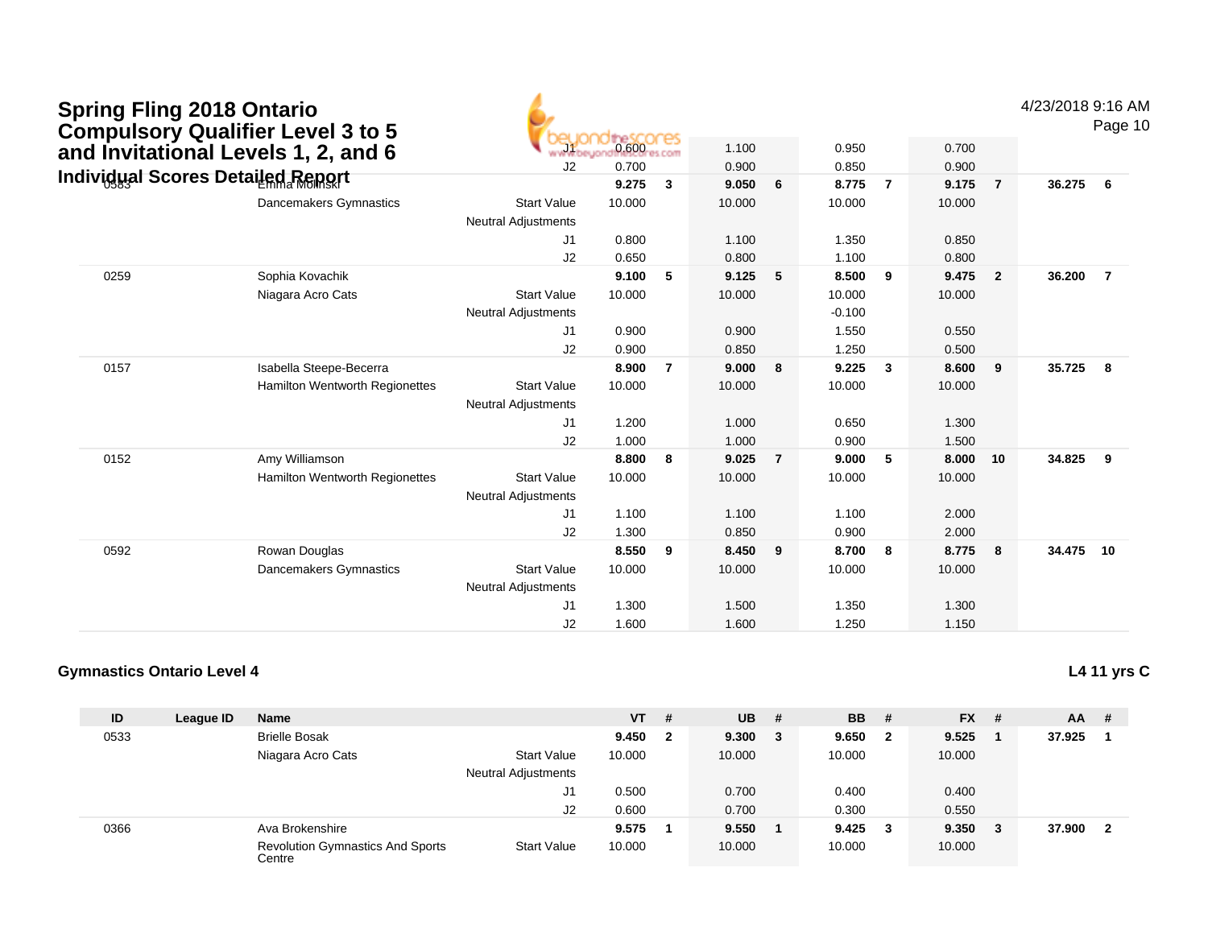# Spring Fling 2018 Ontario Compulsory Qualifier Level 3 to 5 and Invitational Levels 1, 2, and 6

## Individual Scores Detailed Report

4/23/2018 9:16 AM

| ID | League ID | Name | | VT | # | UB | # | BB | # | FX | # | AA | # |
|---|---|---|---|---|---|---|---|---|---|---|---|---|---|
| | | | J1 | 0.600 | | 1.100 | | 0.950 | | 0.700 | | | |
| | | | J2 | 0.700 | | 0.900 | | 0.850 | | 0.900 | | | |
| 0583 | | Emma Molinski | | **9.275** | **3** | **9.050** | **6** | **8.775** | **7** | **9.175** | **7** | **36.275** | **6** |
| | | Dancemakers Gymnastics | Start Value | 10.000 | | 10.000 | | 10.000 | | 10.000 | | | |
| | | | Neutral Adjustments | | | | | | | | | | |
| | | | J1 | 0.800 | | 1.100 | | 1.350 | | 0.850 | | | |
| | | | J2 | 0.650 | | 0.800 | | 1.100 | | 0.800 | | | |
| 0259 | | Sophia Kovachik | | **9.100** | **5** | **9.125** | **5** | **8.500** | **9** | **9.475** | **2** | **36.200** | **7** |
| | | Niagara Acro Cats | Start Value | 10.000 | | 10.000 | | 10.000 | | 10.000 | | | |
| | | | Neutral Adjustments | | | | | -0.100 | | | | | |
| | | | J1 | 0.900 | | 0.900 | | 1.550 | | 0.550 | | | |
| | | | J2 | 0.900 | | 0.850 | | 1.250 | | 0.500 | | | |
| 0157 | | Isabella Steepe-Becerra | | **8.900** | **7** | **9.000** | **8** | **9.225** | **3** | **8.600** | **9** | **35.725** | **8** |
| | | Hamilton Wentworth Regionettes | Start Value | 10.000 | | 10.000 | | 10.000 | | 10.000 | | | |
| | | | Neutral Adjustments | | | | | | | | | | |
| | | | J1 | 1.200 | | 1.000 | | 0.650 | | 1.300 | | | |
| | | | J2 | 1.000 | | 1.000 | | 0.900 | | 1.500 | | | |
| 0152 | | Amy Williamson | | **8.800** | **8** | **9.025** | **7** | **9.000** | **5** | **8.000** | **10** | **34.825** | **9** |
| | | Hamilton Wentworth Regionettes | Start Value | 10.000 | | 10.000 | | 10.000 | | 10.000 | | | |
| | | | Neutral Adjustments | | | | | | | | | | |
| | | | J1 | 1.100 | | 1.100 | | 1.100 | | 2.000 | | | |
| | | | J2 | 1.300 | | 0.850 | | 0.900 | | 2.000 | | | |
| 0592 | | Rowan Douglas | | **8.550** | **9** | **8.450** | **9** | **8.700** | **8** | **8.775** | **8** | **34.475** | **10** |
| | | Dancemakers Gymnastics | Start Value | 10.000 | | 10.000 | | 10.000 | | 10.000 | | | |
| | | | Neutral Adjustments | | | | | | | | | | |
| | | | J1 | 1.300 | | 1.500 | | 1.350 | | 1.300 | | | |
| | | | J2 | 1.600 | | 1.600 | | 1.250 | | 1.150 | | | |

### Gymnastics Ontario Level 4

**L4 11 yrs C**

| ID | League ID | Name | | VT | # | UB | # | BB | # | FX | # | AA | # |
|---|---|---|---|---|---|---|---|---|---|---|---|---|---|
| 0533 | | Brielle Bosak | | **9.450** | **2** | **9.300** | **3** | **9.650** | **2** | **9.525** | **1** | **37.925** | **1** |
| | | Niagara Acro Cats | Start Value | 10.000 | | 10.000 | | 10.000 | | 10.000 | | | |
| | | | Neutral Adjustments | | | | | | | | | | |
| | | | J1 | 0.500 | | 0.700 | | 0.400 | | 0.400 | | | |
| | | | J2 | 0.600 | | 0.700 | | 0.300 | | 0.550 | | | |
| 0366 | | Ava Brokenshire | | **9.575** | **1** | **9.550** | **1** | **9.425** | **3** | **9.350** | **3** | **37.900** | **2** |
| | | Revolution Gymnastics And Sports Centre | Start Value | 10.000 | | 10.000 | | 10.000 | | 10.000 | | | |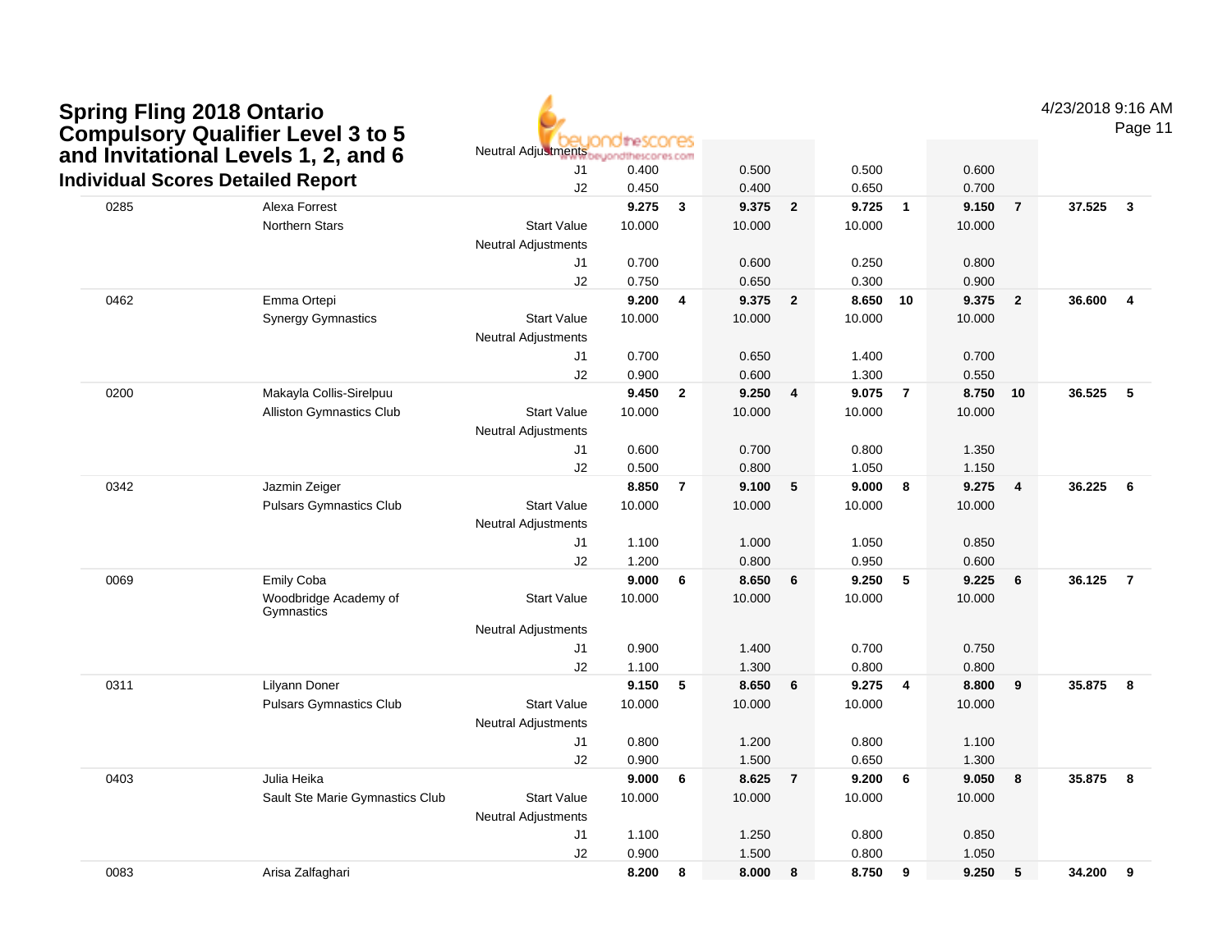# Spring Fling 2018 Ontario Compulsory Qualifier Level 3 to 5 and Invitational Levels 1, 2, and 6

## Individual Scores Detailed Report

4/23/2018 9:16 AM

| | | | | | | | | | | | | |
|---|---|---|---|---|---|---|---|---|---|---|---|---|
| | | Neutral Adjustments | | | | | | | | | | |
| | | J1 | 0.400 | | 0.500 | | 0.500 | | 0.600 | | | |
| | | J2 | 0.450 | | 0.400 | | 0.650 | | 0.700 | | | |
| 0285 | Alexa Forrest | | **9.275** | **3** | **9.375** | **2** | **9.725** | **1** | **9.150** | **7** | **37.525** | **3** |
| | Northern Stars | Start Value | 10.000 | | 10.000 | | 10.000 | | 10.000 | | | |
| | | Neutral Adjustments | | | | | | | | | | |
| | | J1 | 0.700 | | 0.600 | | 0.250 | | 0.800 | | | |
| | | J2 | 0.750 | | 0.650 | | 0.300 | | 0.900 | | | |
| 0462 | Emma Ortepi | | **9.200** | **4** | **9.375** | **2** | **8.650** | **10** | **9.375** | **2** | **36.600** | **4** |
| | Synergy Gymnastics | Start Value | 10.000 | | 10.000 | | 10.000 | | 10.000 | | | |
| | | Neutral Adjustments | | | | | | | | | | |
| | | J1 | 0.700 | | 0.650 | | 1.400 | | 0.700 | | | |
| | | J2 | 0.900 | | 0.600 | | 1.300 | | 0.550 | | | |
| 0200 | Makayla Collis-Sirelpuu | | **9.450** | **2** | **9.250** | **4** | **9.075** | **7** | **8.750** | **10** | **36.525** | **5** |
| | Alliston Gymnastics Club | Start Value | 10.000 | | 10.000 | | 10.000 | | 10.000 | | | |
| | | Neutral Adjustments | | | | | | | | | | |
| | | J1 | 0.600 | | 0.700 | | 0.800 | | 1.350 | | | |
| | | J2 | 0.500 | | 0.800 | | 1.050 | | 1.150 | | | |
| 0342 | Jazmin Zeiger | | **8.850** | **7** | **9.100** | **5** | **9.000** | **8** | **9.275** | **4** | **36.225** | **6** |
| | Pulsars Gymnastics Club | Start Value | 10.000 | | 10.000 | | 10.000 | | 10.000 | | | |
| | | Neutral Adjustments | | | | | | | | | | |
| | | J1 | 1.100 | | 1.000 | | 1.050 | | 0.850 | | | |
| | | J2 | 1.200 | | 0.800 | | 0.950 | | 0.600 | | | |
| 0069 | Emily Coba | | **9.000** | **6** | **8.650** | **6** | **9.250** | **5** | **9.225** | **6** | **36.125** | **7** |
| | Woodbridge Academy of Gymnastics | Start Value | 10.000 | | 10.000 | | 10.000 | | 10.000 | | | |
| | | Neutral Adjustments | | | | | | | | | | |
| | | J1 | 0.900 | | 1.400 | | 0.700 | | 0.750 | | | |
| | | J2 | 1.100 | | 1.300 | | 0.800 | | 0.800 | | | |
| 0311 | Lilyann Doner | | **9.150** | **5** | **8.650** | **6** | **9.275** | **4** | **8.800** | **9** | **35.875** | **8** |
| | Pulsars Gymnastics Club | Start Value | 10.000 | | 10.000 | | 10.000 | | 10.000 | | | |
| | | Neutral Adjustments | | | | | | | | | | |
| | | J1 | 0.800 | | 1.200 | | 0.800 | | 1.100 | | | |
| | | J2 | 0.900 | | 1.500 | | 0.650 | | 1.300 | | | |
| 0403 | Julia Heika | | **9.000** | **6** | **8.625** | **7** | **9.200** | **6** | **9.050** | **8** | **35.875** | **8** |
| | Sault Ste Marie Gymnastics Club | Start Value | 10.000 | | 10.000 | | 10.000 | | 10.000 | | | |
| | | Neutral Adjustments | | | | | | | | | | |
| | | J1 | 1.100 | | 1.250 | | 0.800 | | 0.850 | | | |
| | | J2 | 0.900 | | 1.500 | | 0.800 | | 1.050 | | | |
| 0083 | Arisa Zalfaghari | | **8.200** | **8** | **8.000** | **8** | **8.750** | **9** | **9.250** | **5** | **34.200** | **9** |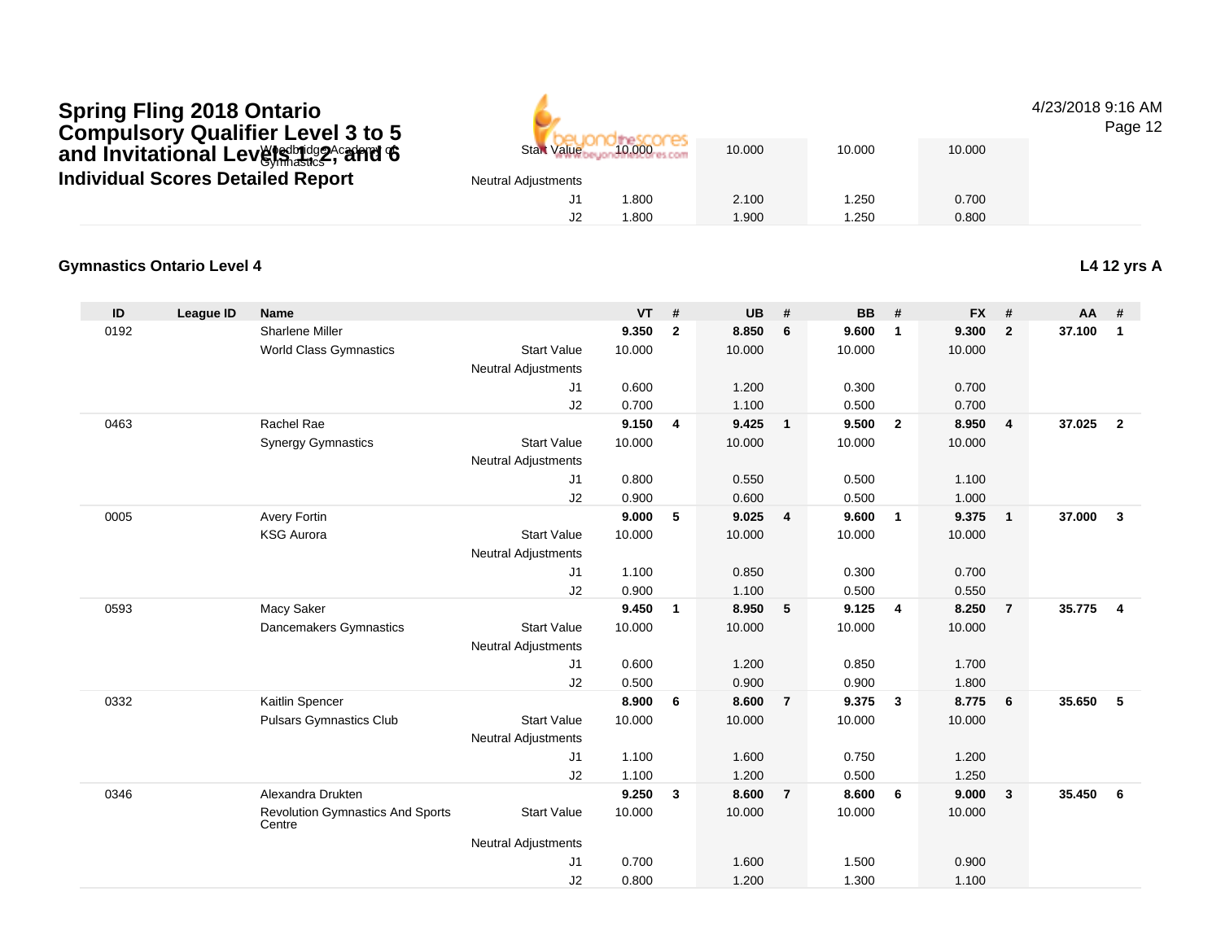# Spring Fling 2018 Ontario Compulsory Qualifier Level 3 to 5 and Invitational Levels 1, 2, and 6

## Individual Scores Detailed Report

4/23/2018 9:16 AM

Woodbridge Academy of Gymnastics

| | | VT | UB | BB | FX |
|---|---|---|---|---|---|
| | Start Value | 10.000 | 10.000 | 10.000 | 10.000 |
| | Neutral Adjustments | | | | |
| | J1 | 1.800 | 2.100 | 1.250 | 0.700 |
| | J2 | 1.800 | 1.900 | 1.250 | 0.800 |

### Gymnastics Ontario Level 4

**L4 12 yrs A**

| ID | League ID | Name | | VT | # | UB | # | BB | # | FX | # | AA | # |
|---|---|---|---|---|---|---|---|---|---|---|---|---|---|
| 0192 | | Sharlene Miller | | **9.350** | **2** | **8.850** | **6** | **9.600** | **1** | **9.300** | **2** | **37.100** | **1** |
| | | World Class Gymnastics | Start Value | 10.000 | | 10.000 | | 10.000 | | 10.000 | | | |
| | | | Neutral Adjustments | | | | | | | | | | |
| | | | J1 | 0.600 | | 1.200 | | 0.300 | | 0.700 | | | |
| | | | J2 | 0.700 | | 1.100 | | 0.500 | | 0.700 | | | |
| 0463 | | Rachel Rae | | **9.150** | **4** | **9.425** | **1** | **9.500** | **2** | **8.950** | **4** | **37.025** | **2** |
| | | Synergy Gymnastics | Start Value | 10.000 | | 10.000 | | 10.000 | | 10.000 | | | |
| | | | Neutral Adjustments | | | | | | | | | | |
| | | | J1 | 0.800 | | 0.550 | | 0.500 | | 1.100 | | | |
| | | | J2 | 0.900 | | 0.600 | | 0.500 | | 1.000 | | | |
| 0005 | | Avery Fortin | | **9.000** | **5** | **9.025** | **4** | **9.600** | **1** | **9.375** | **1** | **37.000** | **3** |
| | | KSG Aurora | Start Value | 10.000 | | 10.000 | | 10.000 | | 10.000 | | | |
| | | | Neutral Adjustments | | | | | | | | | | |
| | | | J1 | 1.100 | | 0.850 | | 0.300 | | 0.700 | | | |
| | | | J2 | 0.900 | | 1.100 | | 0.500 | | 0.550 | | | |
| 0593 | | Macy Saker | | **9.450** | **1** | **8.950** | **5** | **9.125** | **4** | **8.250** | **7** | **35.775** | **4** |
| | | Dancemakers Gymnastics | Start Value | 10.000 | | 10.000 | | 10.000 | | 10.000 | | | |
| | | | Neutral Adjustments | | | | | | | | | | |
| | | | J1 | 0.600 | | 1.200 | | 0.850 | | 1.700 | | | |
| | | | J2 | 0.500 | | 0.900 | | 0.900 | | 1.800 | | | |
| 0332 | | Kaitlin Spencer | | **8.900** | **6** | **8.600** | **7** | **9.375** | **3** | **8.775** | **6** | **35.650** | **5** |
| | | Pulsars Gymnastics Club | Start Value | 10.000 | | 10.000 | | 10.000 | | 10.000 | | | |
| | | | Neutral Adjustments | | | | | | | | | | |
| | | | J1 | 1.100 | | 1.600 | | 0.750 | | 1.200 | | | |
| | | | J2 | 1.100 | | 1.200 | | 0.500 | | 1.250 | | | |
| 0346 | | Alexandra Drukten | | **9.250** | **3** | **8.600** | **7** | **8.600** | **6** | **9.000** | **3** | **35.450** | **6** |
| | | Revolution Gymnastics And Sports Centre | Start Value | 10.000 | | 10.000 | | 10.000 | | 10.000 | | | |
| | | | Neutral Adjustments | | | | | | | | | | |
| | | | J1 | 0.700 | | 1.600 | | 1.500 | | 0.900 | | | |
| | | | J2 | 0.800 | | 1.200 | | 1.300 | | 1.100 | | | |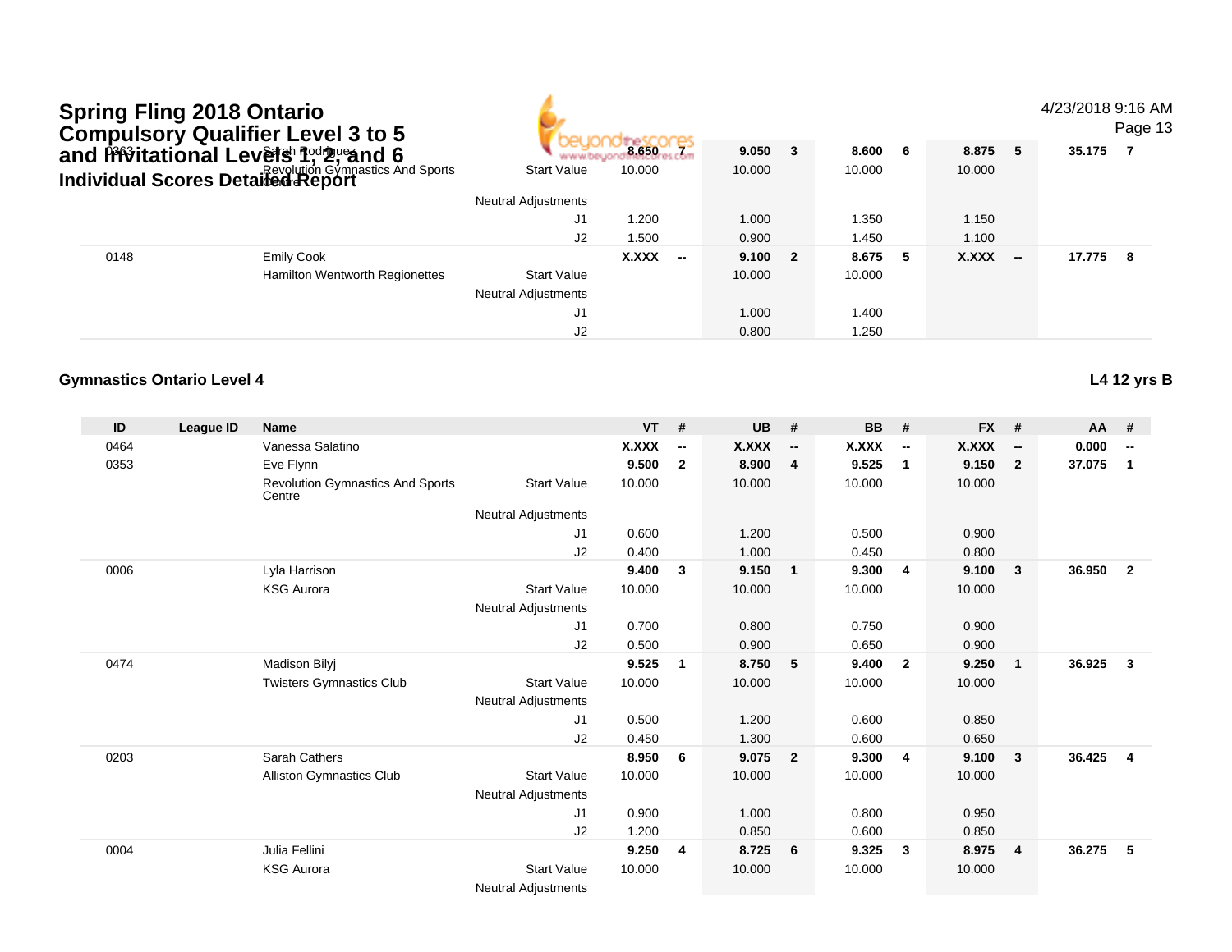# Spring Fling 2018 Ontario Compulsory Qualifier Level 3 to 5 and Invitational Levels 1, 2, and 6

## Individual Scores Detailed Report

4/23/2018 9:16 AM

| ID | League ID | Name | | VT | # | UB | # | BB | # | FX | # | AA | # |
|---|---|---|---|---|---|---|---|---|---|---|---|---|---|
| 0363 | | Sarah Rodriguez | | 8.650 | 7 | 9.050 | 3 | 8.600 | 6 | 8.875 | 5 | 35.175 | 7 |
| | | Revolution Gymnastics And Sports Centre | Start Value | 10.000 | | 10.000 | | 10.000 | | 10.000 | | | |
| | | | Neutral Adjustments | | | | | | | | | | |
| | | | J1 | 1.200 | | 1.000 | | 1.350 | | 1.150 | | | |
| | | | J2 | 1.500 | | 0.900 | | 1.450 | | 1.100 | | | |
| 0148 | | Emily Cook | | X.XXX | -- | 9.100 | 2 | 8.675 | 5 | X.XXX | -- | 17.775 | 8 |
| | | Hamilton Wentworth Regionettes | Start Value | | | 10.000 | | 10.000 | | | | | |
| | | | Neutral Adjustments | | | | | | | | | | |
| | | | J1 | | | 1.000 | | 1.400 | | | | | |
| | | | J2 | | | 0.800 | | 1.250 | | | | | |

### Gymnastics Ontario Level 4

**L4 12 yrs B**

| ID | League ID | Name | | VT | # | UB | # | BB | # | FX | # | AA | # |
|---|---|---|---|---|---|---|---|---|---|---|---|---|---|
| 0464 | | Vanessa Salatino | | X.XXX | -- | X.XXX | -- | X.XXX | -- | X.XXX | -- | 0.000 | -- |
| 0353 | | Eve Flynn | | 9.500 | 2 | 8.900 | 4 | 9.525 | 1 | 9.150 | 2 | 37.075 | 1 |
| | | Revolution Gymnastics And Sports Centre | Start Value | 10.000 | | 10.000 | | 10.000 | | 10.000 | | | |
| | | | Neutral Adjustments | | | | | | | | | | |
| | | | J1 | 0.600 | | 1.200 | | 0.500 | | 0.900 | | | |
| | | | J2 | 0.400 | | 1.000 | | 0.450 | | 0.800 | | | |
| 0006 | | Lyla Harrison | | 9.400 | 3 | 9.150 | 1 | 9.300 | 4 | 9.100 | 3 | 36.950 | 2 |
| | | KSG Aurora | Start Value | 10.000 | | 10.000 | | 10.000 | | 10.000 | | | |
| | | | Neutral Adjustments | | | | | | | | | | |
| | | | J1 | 0.700 | | 0.800 | | 0.750 | | 0.900 | | | |
| | | | J2 | 0.500 | | 0.900 | | 0.650 | | 0.900 | | | |
| 0474 | | Madison Bilyj | | 9.525 | 1 | 8.750 | 5 | 9.400 | 2 | 9.250 | 1 | 36.925 | 3 |
| | | Twisters Gymnastics Club | Start Value | 10.000 | | 10.000 | | 10.000 | | 10.000 | | | |
| | | | Neutral Adjustments | | | | | | | | | | |
| | | | J1 | 0.500 | | 1.200 | | 0.600 | | 0.850 | | | |
| | | | J2 | 0.450 | | 1.300 | | 0.600 | | 0.650 | | | |
| 0203 | | Sarah Cathers | | 8.950 | 6 | 9.075 | 2 | 9.300 | 4 | 9.100 | 3 | 36.425 | 4 |
| | | Alliston Gymnastics Club | Start Value | 10.000 | | 10.000 | | 10.000 | | 10.000 | | | |
| | | | Neutral Adjustments | | | | | | | | | | |
| | | | J1 | 0.900 | | 1.000 | | 0.800 | | 0.950 | | | |
| | | | J2 | 1.200 | | 0.850 | | 0.600 | | 0.850 | | | |
| 0004 | | Julia Fellini | | 9.250 | 4 | 8.725 | 6 | 9.325 | 3 | 8.975 | 4 | 36.275 | 5 |
| | | KSG Aurora | Start Value | 10.000 | | 10.000 | | 10.000 | | 10.000 | | | |
| | | | Neutral Adjustments | | | | | | | | | | |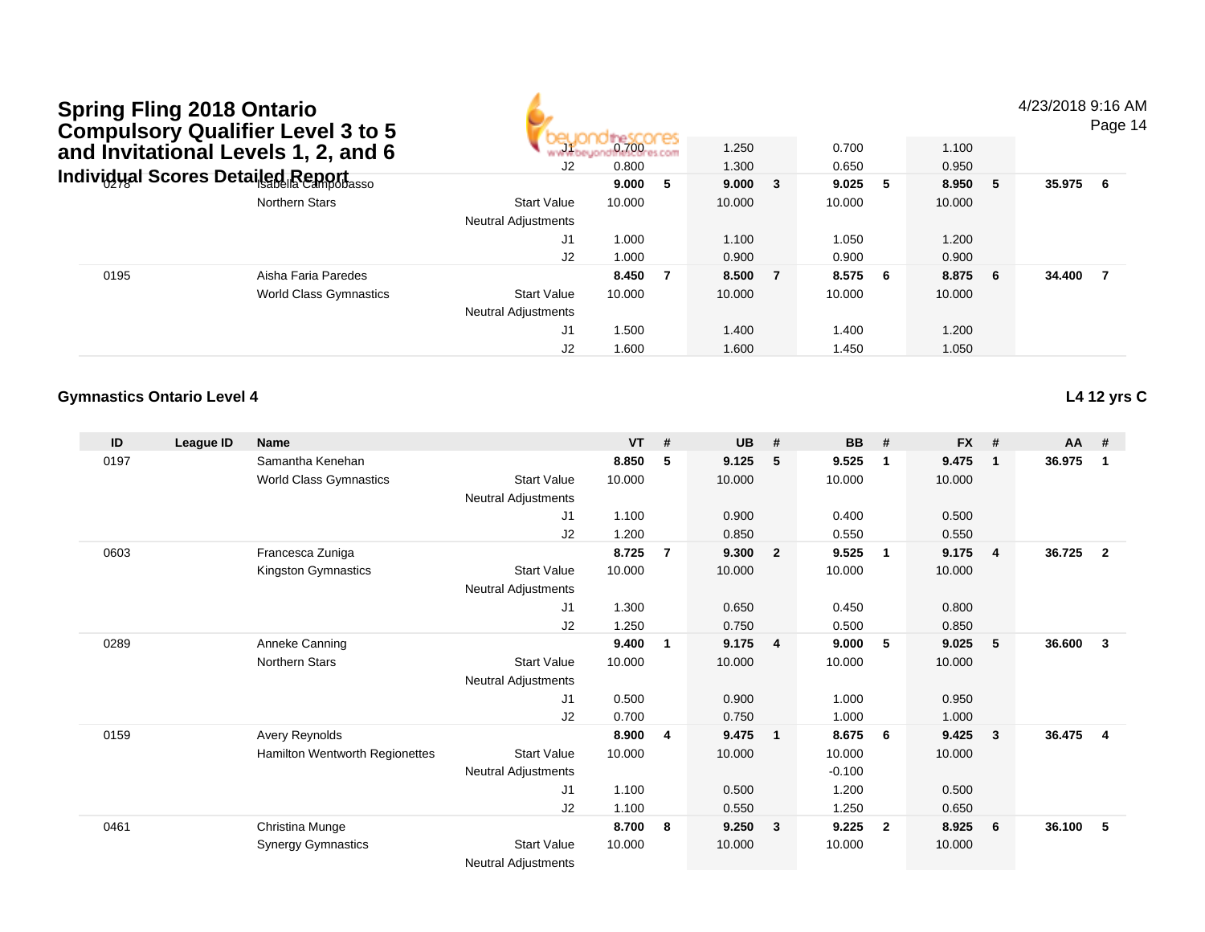# Spring Fling 2018 Ontario Compulsory Qualifier Level 3 to 5 and Invitational Levels 1, 2, and 6

## Individual Scores Detailed Report

4/23/2018 9:16 AM

| ID | League ID | Name | | VT | # | UB | # | BB | # | FX | # | AA | # |
|---|---|---|---|---|---|---|---|---|---|---|---|---|---|
| | | | J1 | 0.700 | | 1.250 | | 0.700 | | 1.100 | | | |
| | | | J2 | 0.800 | | 1.300 | | 0.650 | | 0.950 | | | |
| 0278 | | Isabella Campobasso | | **9.000** | **5** | **9.000** | **3** | **9.025** | **5** | **8.950** | **5** | **35.975** | **6** |
| | | Northern Stars | Start Value | 10.000 | | 10.000 | | 10.000 | | 10.000 | | | |
| | | | Neutral Adjustments | | | | | | | | | | |
| | | | J1 | 1.000 | | 1.100 | | 1.050 | | 1.200 | | | |
| | | | J2 | 1.000 | | 0.900 | | 0.900 | | 0.900 | | | |
| 0195 | | Aisha Faria Paredes | | **8.450** | **7** | **8.500** | **7** | **8.575** | **6** | **8.875** | **6** | **34.400** | **7** |
| | | World Class Gymnastics | Start Value | 10.000 | | 10.000 | | 10.000 | | 10.000 | | | |
| | | | Neutral Adjustments | | | | | | | | | | |
| | | | J1 | 1.500 | | 1.400 | | 1.400 | | 1.200 | | | |
| | | | J2 | 1.600 | | 1.600 | | 1.450 | | 1.050 | | | |

### Gymnastics Ontario Level 4

**L4 12 yrs C**

| ID | League ID | Name | | VT | # | UB | # | BB | # | FX | # | AA | # |
|---|---|---|---|---|---|---|---|---|---|---|---|---|---|
| 0197 | | Samantha Kenehan | | **8.850** | **5** | **9.125** | **5** | **9.525** | **1** | **9.475** | **1** | **36.975** | **1** |
| | | World Class Gymnastics | Start Value | 10.000 | | 10.000 | | 10.000 | | 10.000 | | | |
| | | | Neutral Adjustments | | | | | | | | | | |
| | | | J1 | 1.100 | | 0.900 | | 0.400 | | 0.500 | | | |
| | | | J2 | 1.200 | | 0.850 | | 0.550 | | 0.550 | | | |
| 0603 | | Francesca Zuniga | | **8.725** | **7** | **9.300** | **2** | **9.525** | **1** | **9.175** | **4** | **36.725** | **2** |
| | | Kingston Gymnastics | Start Value | 10.000 | | 10.000 | | 10.000 | | 10.000 | | | |
| | | | Neutral Adjustments | | | | | | | | | | |
| | | | J1 | 1.300 | | 0.650 | | 0.450 | | 0.800 | | | |
| | | | J2 | 1.250 | | 0.750 | | 0.500 | | 0.850 | | | |
| 0289 | | Anneke Canning | | **9.400** | **1** | **9.175** | **4** | **9.000** | **5** | **9.025** | **5** | **36.600** | **3** |
| | | Northern Stars | Start Value | 10.000 | | 10.000 | | 10.000 | | 10.000 | | | |
| | | | Neutral Adjustments | | | | | | | | | | |
| | | | J1 | 0.500 | | 0.900 | | 1.000 | | 0.950 | | | |
| | | | J2 | 0.700 | | 0.750 | | 1.000 | | 1.000 | | | |
| 0159 | | Avery Reynolds | | **8.900** | **4** | **9.475** | **1** | **8.675** | **6** | **9.425** | **3** | **36.475** | **4** |
| | | Hamilton Wentworth Regionettes | Start Value | 10.000 | | 10.000 | | 10.000 | | 10.000 | | | |
| | | | Neutral Adjustments | | | | | -0.100 | | | | | |
| | | | J1 | 1.100 | | 0.500 | | 1.200 | | 0.500 | | | |
| | | | J2 | 1.100 | | 0.550 | | 1.250 | | 0.650 | | | |
| 0461 | | Christina Munge | | **8.700** | **8** | **9.250** | **3** | **9.225** | **2** | **8.925** | **6** | **36.100** | **5** |
| | | Synergy Gymnastics | Start Value | 10.000 | | 10.000 | | 10.000 | | 10.000 | | | |
| | | | Neutral Adjustments | | | | | | | | | | |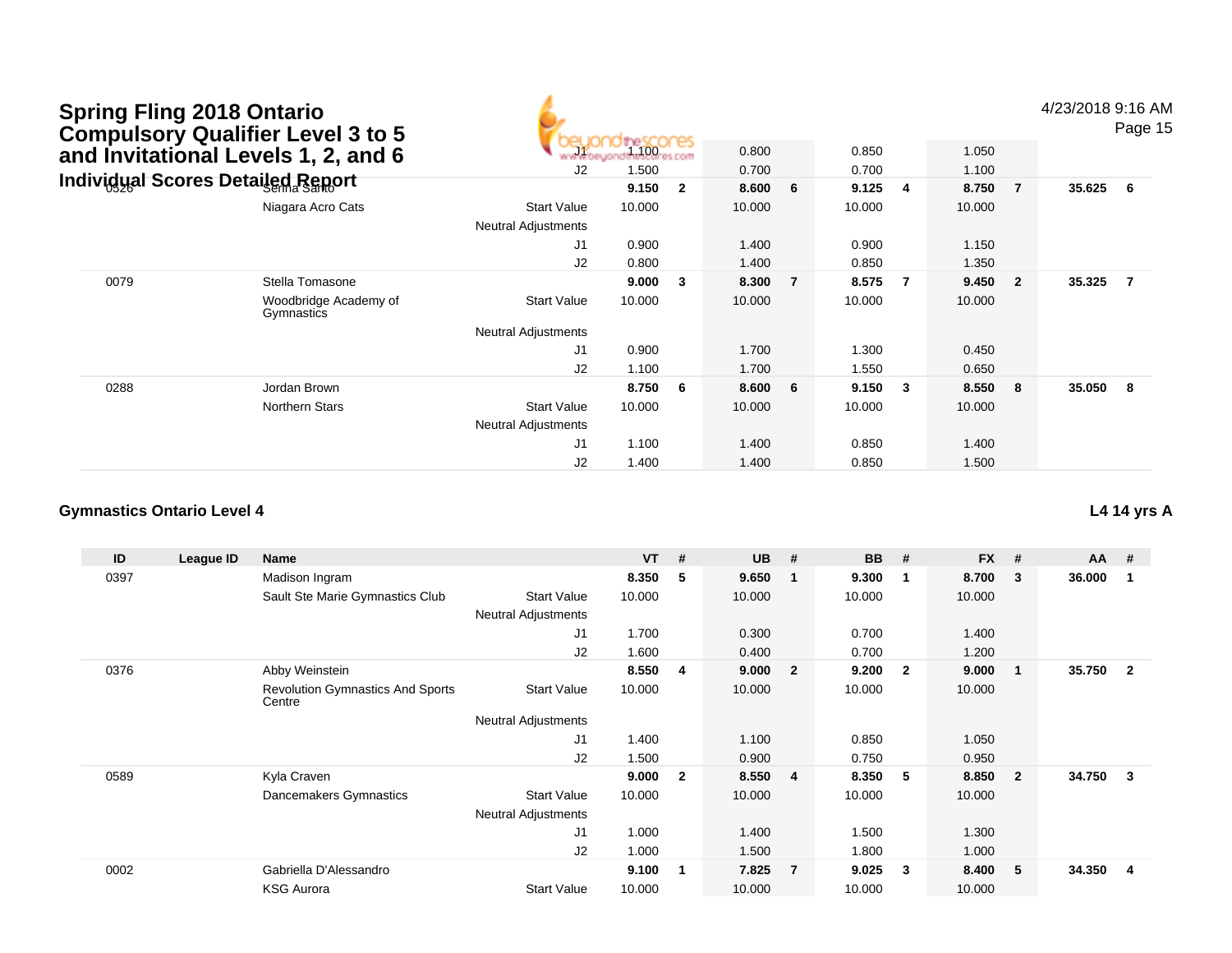# Spring Fling 2018 Ontario Compulsory Qualifier Level 3 to 5 and Invitational Levels 1, 2, and 6

## Individual Scores Detailed Report

4/23/2018 9:16 AM

| ID | League ID | Name | | VT | # | UB | # | BB | # | FX | # | AA | # |
|---|---|---|---|---|---|---|---|---|---|---|---|---|---|
| | | | J1 | 1.100 | | 0.800 | | 0.850 | | 1.050 | | | |
| | | | J2 | 1.500 | | 0.700 | | 0.700 | | 1.100 | | | |
| 0326 | | Selina Santo | | 9.150 | 2 | 8.600 | 6 | 9.125 | 4 | 8.750 | 7 | 35.625 | 6 |
| | | Niagara Acro Cats | Start Value | 10.000 | | 10.000 | | 10.000 | | 10.000 | | | |
| | | | Neutral Adjustments | | | | | | | | | | |
| | | | J1 | 0.900 | | 1.400 | | 0.900 | | 1.150 | | | |
| | | | J2 | 0.800 | | 1.400 | | 0.850 | | 1.350 | | | |
| 0079 | | Stella Tomasone | | 9.000 | 3 | 8.300 | 7 | 8.575 | 7 | 9.450 | 2 | 35.325 | 7 |
| | | Woodbridge Academy of Gymnastics | Start Value | 10.000 | | 10.000 | | 10.000 | | 10.000 | | | |
| | | | Neutral Adjustments | | | | | | | | | | |
| | | | J1 | 0.900 | | 1.700 | | 1.300 | | 0.450 | | | |
| | | | J2 | 1.100 | | 1.700 | | 1.550 | | 0.650 | | | |
| 0288 | | Jordan Brown | | 8.750 | 6 | 8.600 | 6 | 9.150 | 3 | 8.550 | 8 | 35.050 | 8 |
| | | Northern Stars | Start Value | 10.000 | | 10.000 | | 10.000 | | 10.000 | | | |
| | | | Neutral Adjustments | | | | | | | | | | |
| | | | J1 | 1.100 | | 1.400 | | 0.850 | | 1.400 | | | |
| | | | J2 | 1.400 | | 1.400 | | 0.850 | | 1.500 | | | |

### Gymnastics Ontario Level 4

**L4 14 yrs A**

| ID | League ID | Name | | VT | # | UB | # | BB | # | FX | # | AA | # |
|---|---|---|---|---|---|---|---|---|---|---|---|---|---|
| 0397 | | Madison Ingram | | 8.350 | 5 | 9.650 | 1 | 9.300 | 1 | 8.700 | 3 | 36.000 | 1 |
| | | Sault Ste Marie Gymnastics Club | Start Value | 10.000 | | 10.000 | | 10.000 | | 10.000 | | | |
| | | | Neutral Adjustments | | | | | | | | | | |
| | | | J1 | 1.700 | | 0.300 | | 0.700 | | 1.400 | | | |
| | | | J2 | 1.600 | | 0.400 | | 0.700 | | 1.200 | | | |
| 0376 | | Abby Weinstein | | 8.550 | 4 | 9.000 | 2 | 9.200 | 2 | 9.000 | 1 | 35.750 | 2 |
| | | Revolution Gymnastics And Sports Centre | Start Value | 10.000 | | 10.000 | | 10.000 | | 10.000 | | | |
| | | | Neutral Adjustments | | | | | | | | | | |
| | | | J1 | 1.400 | | 1.100 | | 0.850 | | 1.050 | | | |
| | | | J2 | 1.500 | | 0.900 | | 0.750 | | 0.950 | | | |
| 0589 | | Kyla Craven | | 9.000 | 2 | 8.550 | 4 | 8.350 | 5 | 8.850 | 2 | 34.750 | 3 |
| | | Dancemakers Gymnastics | Start Value | 10.000 | | 10.000 | | 10.000 | | 10.000 | | | |
| | | | Neutral Adjustments | | | | | | | | | | |
| | | | J1 | 1.000 | | 1.400 | | 1.500 | | 1.300 | | | |
| | | | J2 | 1.000 | | 1.500 | | 1.800 | | 1.000 | | | |
| 0002 | | Gabriella D'Alessandro | | 9.100 | 1 | 7.825 | 7 | 9.025 | 3 | 8.400 | 5 | 34.350 | 4 |
| | | KSG Aurora | Start Value | 10.000 | | 10.000 | | 10.000 | | 10.000 | | | |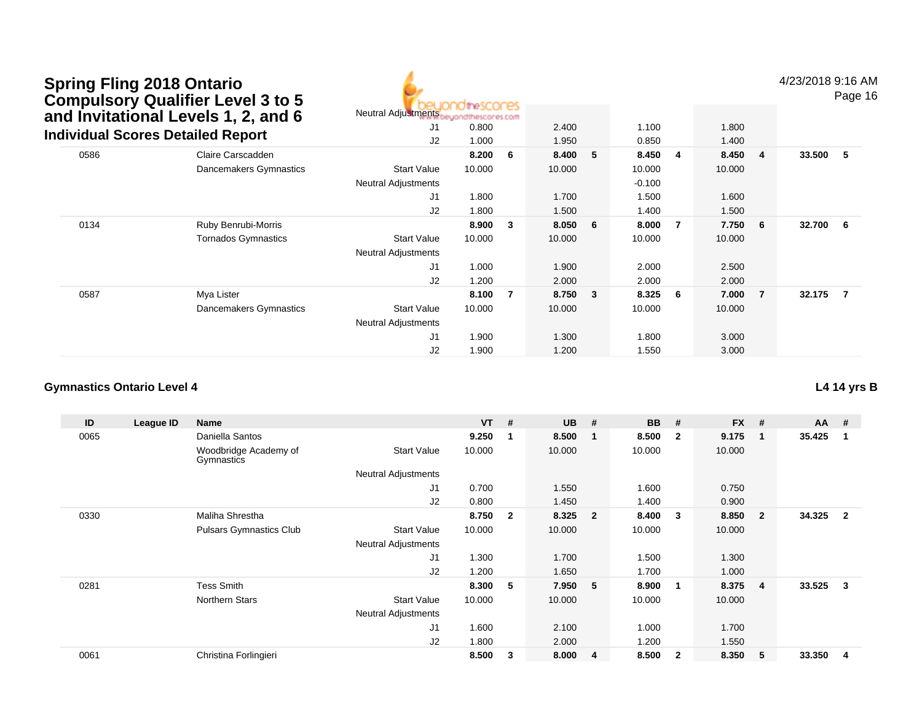# Spring Fling 2018 Ontario Compulsory Qualifier Level 3 to 5 and Invitational Levels 1, 2, and 6

## Individual Scores Detailed Report

4/23/2018 9:16 AM

| ID | League ID | Name | | VT | # | UB | # | BB | # | FX | # | AA | # |
|---|---|---|---|---|---|---|---|---|---|---|---|---|---|
| | | | Neutral Adjustments | | | | | | | | | | |
| | | | J1 | 0.800 | | 2.400 | | 1.100 | | 1.800 | | | |
| | | | J2 | 1.000 | | 1.950 | | 0.850 | | 1.400 | | | |
| 0586 | | Claire Carscadden | | 8.200 | 6 | 8.400 | 5 | 8.450 | 4 | 8.450 | 4 | 33.500 | 5 |
| | | Dancemakers Gymnastics | Start Value | 10.000 | | 10.000 | | 10.000 | | 10.000 | | | |
| | | | Neutral Adjustments | | | | | -0.100 | | | | | |
| | | | J1 | 1.800 | | 1.700 | | 1.500 | | 1.600 | | | |
| | | | J2 | 1.800 | | 1.500 | | 1.400 | | 1.500 | | | |
| 0134 | | Ruby Benrubi-Morris | | 8.900 | 3 | 8.050 | 6 | 8.000 | 7 | 7.750 | 6 | 32.700 | 6 |
| | | Tornados Gymnastics | Start Value | 10.000 | | 10.000 | | 10.000 | | 10.000 | | | |
| | | | Neutral Adjustments | | | | | | | | | | |
| | | | J1 | 1.000 | | 1.900 | | 2.000 | | 2.500 | | | |
| | | | J2 | 1.200 | | 2.000 | | 2.000 | | 2.000 | | | |
| 0587 | | Mya Lister | | 8.100 | 7 | 8.750 | 3 | 8.325 | 6 | 7.000 | 7 | 32.175 | 7 |
| | | Dancemakers Gymnastics | Start Value | 10.000 | | 10.000 | | 10.000 | | 10.000 | | | |
| | | | Neutral Adjustments | | | | | | | | | | |
| | | | J1 | 1.900 | | 1.300 | | 1.800 | | 3.000 | | | |
| | | | J2 | 1.900 | | 1.200 | | 1.550 | | 3.000 | | | |

### Gymnastics Ontario Level 4

**L4 14 yrs B**

| ID | League ID | Name | | VT | # | UB | # | BB | # | FX | # | AA | # |
|---|---|---|---|---|---|---|---|---|---|---|---|---|---|
| 0065 | | Daniella Santos | | 9.250 | 1 | 8.500 | 1 | 8.500 | 2 | 9.175 | 1 | 35.425 | 1 |
| | | Woodbridge Academy of Gymnastics | Start Value | 10.000 | | 10.000 | | 10.000 | | 10.000 | | | |
| | | | Neutral Adjustments | | | | | | | | | | |
| | | | J1 | 0.700 | | 1.550 | | 1.600 | | 0.750 | | | |
| | | | J2 | 0.800 | | 1.450 | | 1.400 | | 0.900 | | | |
| 0330 | | Maliha Shrestha | | 8.750 | 2 | 8.325 | 2 | 8.400 | 3 | 8.850 | 2 | 34.325 | 2 |
| | | Pulsars Gymnastics Club | Start Value | 10.000 | | 10.000 | | 10.000 | | 10.000 | | | |
| | | | Neutral Adjustments | | | | | | | | | | |
| | | | J1 | 1.300 | | 1.700 | | 1.500 | | 1.300 | | | |
| | | | J2 | 1.200 | | 1.650 | | 1.700 | | 1.000 | | | |
| 0281 | | Tess Smith | | 8.300 | 5 | 7.950 | 5 | 8.900 | 1 | 8.375 | 4 | 33.525 | 3 |
| | | Northern Stars | Start Value | 10.000 | | 10.000 | | 10.000 | | 10.000 | | | |
| | | | Neutral Adjustments | | | | | | | | | | |
| | | | J1 | 1.600 | | 2.100 | | 1.000 | | 1.700 | | | |
| | | | J2 | 1.800 | | 2.000 | | 1.200 | | 1.550 | | | |
| 0061 | | Christina Forlingieri | | 8.500 | 3 | 8.000 | 4 | 8.500 | 2 | 8.350 | 5 | 33.350 | 4 |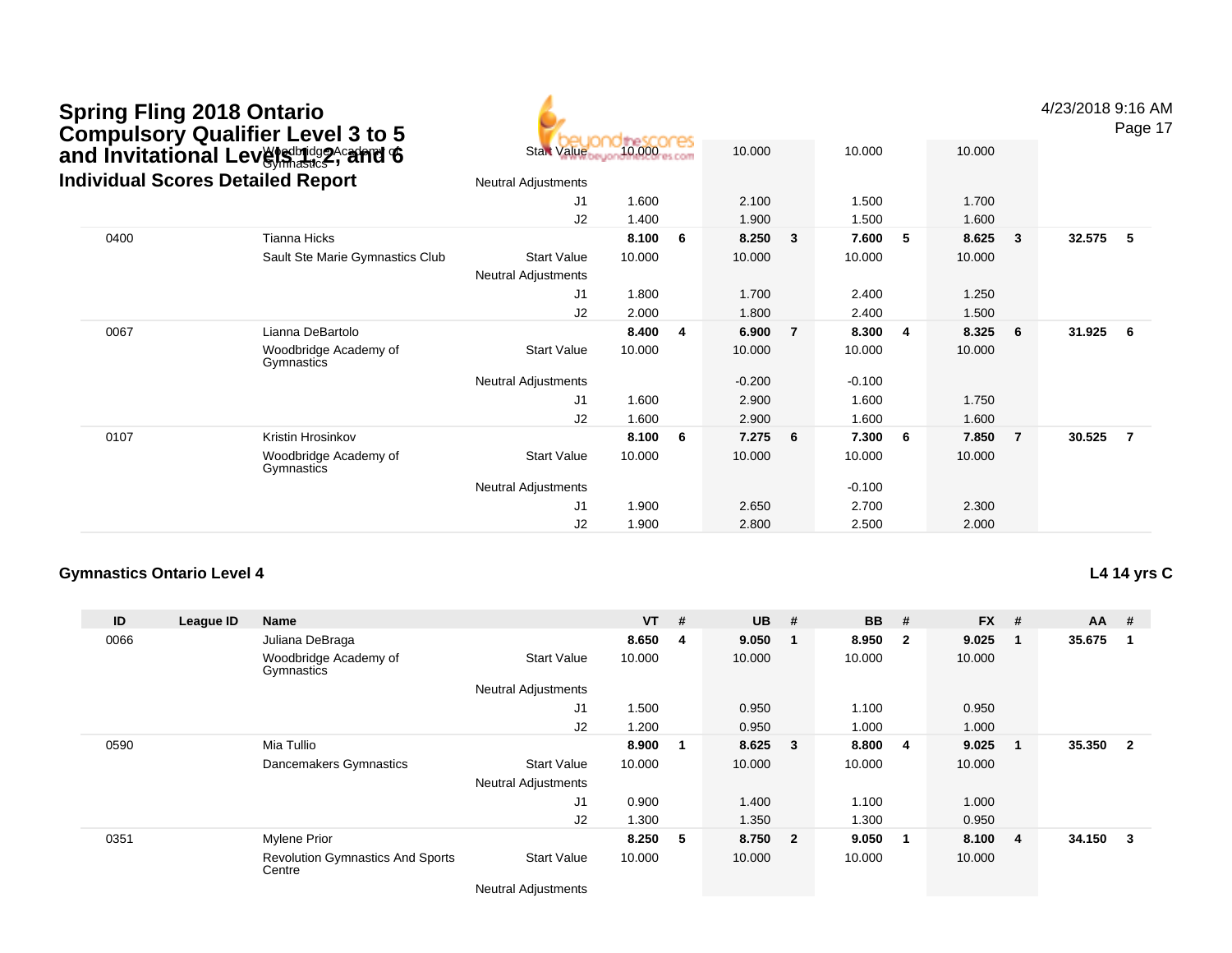# Spring Fling 2018 Ontario Compulsory Qualifier Level 3 to 5 and Invitational Levels 1, 2, and 6

## Individual Scores Detailed Report

4/23/2018 9:16 AM

| ID | League ID | Name | | VT | # | UB | # | BB | # | FX | # | AA | # |
|---|---|---|---|---|---|---|---|---|---|---|---|---|---|
| | | Woodbridge Academy of Gymnastics | Start Value | 10.000 | | 10.000 | | 10.000 | | 10.000 | | | |
| | | | Neutral Adjustments | | | | | | | | | | |
| | | | J1 | 1.600 | | 2.100 | | 1.500 | | 1.700 | | | |
| | | | J2 | 1.400 | | 1.900 | | 1.500 | | 1.600 | | | |
| 0400 | | Tianna Hicks | | **8.100** | **6** | **8.250** | **3** | **7.600** | **5** | **8.625** | **3** | **32.575** | **5** |
| | | Sault Ste Marie Gymnastics Club | Start Value | 10.000 | | 10.000 | | 10.000 | | 10.000 | | | |
| | | | Neutral Adjustments | | | | | | | | | | |
| | | | J1 | 1.800 | | 1.700 | | 2.400 | | 1.250 | | | |
| | | | J2 | 2.000 | | 1.800 | | 2.400 | | 1.500 | | | |
| 0067 | | Lianna DeBartolo | | **8.400** | **4** | **6.900** | **7** | **8.300** | **4** | **8.325** | **6** | **31.925** | **6** |
| | | Woodbridge Academy of Gymnastics | Start Value | 10.000 | | 10.000 | | 10.000 | | 10.000 | | | |
| | | | Neutral Adjustments | | | -0.200 | | -0.100 | | | | | |
| | | | J1 | 1.600 | | 2.900 | | 1.600 | | 1.750 | | | |
| | | | J2 | 1.600 | | 2.900 | | 1.600 | | 1.600 | | | |
| 0107 | | Kristin Hrosinkov | | **8.100** | **6** | **7.275** | **6** | **7.300** | **6** | **7.850** | **7** | **30.525** | **7** |
| | | Woodbridge Academy of Gymnastics | Start Value | 10.000 | | 10.000 | | 10.000 | | 10.000 | | | |
| | | | Neutral Adjustments | | | | | -0.100 | | | | | |
| | | | J1 | 1.900 | | 2.650 | | 2.700 | | 2.300 | | | |
| | | | J2 | 1.900 | | 2.800 | | 2.500 | | 2.000 | | | |

### Gymnastics Ontario Level 4

**L4 14 yrs C**

| ID | League ID | Name | | VT | # | UB | # | BB | # | FX | # | AA | # |
|---|---|---|---|---|---|---|---|---|---|---|---|---|---|
| 0066 | | Juliana DeBraga | | **8.650** | **4** | **9.050** | **1** | **8.950** | **2** | **9.025** | **1** | **35.675** | **1** |
| | | Woodbridge Academy of Gymnastics | Start Value | 10.000 | | 10.000 | | 10.000 | | 10.000 | | | |
| | | | Neutral Adjustments | | | | | | | | | | |
| | | | J1 | 1.500 | | 0.950 | | 1.100 | | 0.950 | | | |
| | | | J2 | 1.200 | | 0.950 | | 1.000 | | 1.000 | | | |
| 0590 | | Mia Tullio | | **8.900** | **1** | **8.625** | **3** | **8.800** | **4** | **9.025** | **1** | **35.350** | **2** |
| | | Dancemakers Gymnastics | Start Value | 10.000 | | 10.000 | | 10.000 | | 10.000 | | | |
| | | | Neutral Adjustments | | | | | | | | | | |
| | | | J1 | 0.900 | | 1.400 | | 1.100 | | 1.000 | | | |
| | | | J2 | 1.300 | | 1.350 | | 1.300 | | 0.950 | | | |
| 0351 | | Mylene Prior | | **8.250** | **5** | **8.750** | **2** | **9.050** | **1** | **8.100** | **4** | **34.150** | **3** |
| | | Revolution Gymnastics And Sports Centre | Start Value | 10.000 | | 10.000 | | 10.000 | | 10.000 | | | |
| | | | Neutral Adjustments | | | | | | | | | | |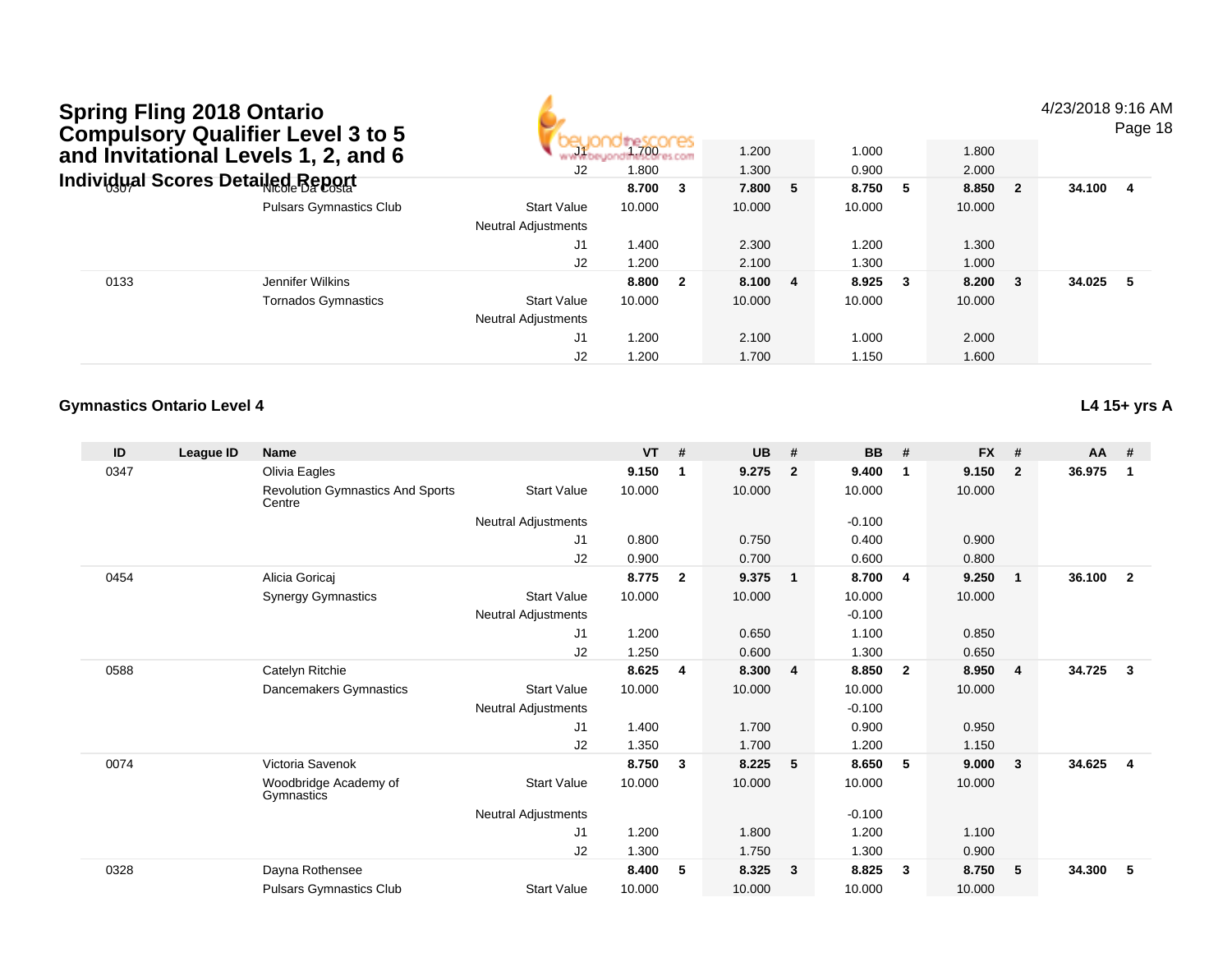# Spring Fling 2018 Ontario Compulsory Qualifier Level 3 to 5 and Invitational Levels 1, 2, and 6

## Individual Scores Detailed Report

4/23/2018 9:16 AM

| ID | League ID | Name | | VT | # | UB | # | BB | # | FX | # | AA | # |
|---|---|---|---|---|---|---|---|---|---|---|---|---|---|
| | | | J1 | 1.700 | | 1.200 | | 1.000 | | 1.800 | | | |
| | | | J2 | 1.800 | | 1.300 | | 0.900 | | 2.000 | | | |
| 0307 | | Nicole Da Costa | | **8.700** | **3** | **7.800** | **5** | **8.750** | **5** | **8.850** | **2** | **34.100** | **4** |
| | | Pulsars Gymnastics Club | Start Value | 10.000 | | 10.000 | | 10.000 | | 10.000 | | | |
| | | | Neutral Adjustments | | | | | | | | | | |
| | | | J1 | 1.400 | | 2.300 | | 1.200 | | 1.300 | | | |
| | | | J2 | 1.200 | | 2.100 | | 1.300 | | 1.000 | | | |
| 0133 | | Jennifer Wilkins | | **8.800** | **2** | **8.100** | **4** | **8.925** | **3** | **8.200** | **3** | **34.025** | **5** |
| | | Tornados Gymnastics | Start Value | 10.000 | | 10.000 | | 10.000 | | 10.000 | | | |
| | | | Neutral Adjustments | | | | | | | | | | |
| | | | J1 | 1.200 | | 2.100 | | 1.000 | | 2.000 | | | |
| | | | J2 | 1.200 | | 1.700 | | 1.150 | | 1.600 | | | |

### Gymnastics Ontario Level 4

**L4 15+ yrs A**

| ID | League ID | Name | | VT | # | UB | # | BB | # | FX | # | AA | # |
|---|---|---|---|---|---|---|---|---|---|---|---|---|---|
| 0347 | | Olivia Eagles | | **9.150** | **1** | **9.275** | **2** | **9.400** | **1** | **9.150** | **2** | **36.975** | **1** |
| | | Revolution Gymnastics And Sports Centre | Start Value | 10.000 | | 10.000 | | 10.000 | | 10.000 | | | |
| | | | Neutral Adjustments | | | | | -0.100 | | | | | |
| | | | J1 | 0.800 | | 0.750 | | 0.400 | | 0.900 | | | |
| | | | J2 | 0.900 | | 0.700 | | 0.600 | | 0.800 | | | |
| 0454 | | Alicia Goricaj | | **8.775** | **2** | **9.375** | **1** | **8.700** | **4** | **9.250** | **1** | **36.100** | **2** |
| | | Synergy Gymnastics | Start Value | 10.000 | | 10.000 | | 10.000 | | 10.000 | | | |
| | | | Neutral Adjustments | | | | | -0.100 | | | | | |
| | | | J1 | 1.200 | | 0.650 | | 1.100 | | 0.850 | | | |
| | | | J2 | 1.250 | | 0.600 | | 1.300 | | 0.650 | | | |
| 0588 | | Catelyn Ritchie | | **8.625** | **4** | **8.300** | **4** | **8.850** | **2** | **8.950** | **4** | **34.725** | **3** |
| | | Dancemakers Gymnastics | Start Value | 10.000 | | 10.000 | | 10.000 | | 10.000 | | | |
| | | | Neutral Adjustments | | | | | -0.100 | | | | | |
| | | | J1 | 1.400 | | 1.700 | | 0.900 | | 0.950 | | | |
| | | | J2 | 1.350 | | 1.700 | | 1.200 | | 1.150 | | | |
| 0074 | | Victoria Savenok | | **8.750** | **3** | **8.225** | **5** | **8.650** | **5** | **9.000** | **3** | **34.625** | **4** |
| | | Woodbridge Academy of Gymnastics | Start Value | 10.000 | | 10.000 | | 10.000 | | 10.000 | | | |
| | | | Neutral Adjustments | | | | | -0.100 | | | | | |
| | | | J1 | 1.200 | | 1.800 | | 1.200 | | 1.100 | | | |
| | | | J2 | 1.300 | | 1.750 | | 1.300 | | 0.900 | | | |
| 0328 | | Dayna Rothensee | | **8.400** | **5** | **8.325** | **3** | **8.825** | **3** | **8.750** | **5** | **34.300** | **5** |
| | | Pulsars Gymnastics Club | Start Value | 10.000 | | 10.000 | | 10.000 | | 10.000 | | | |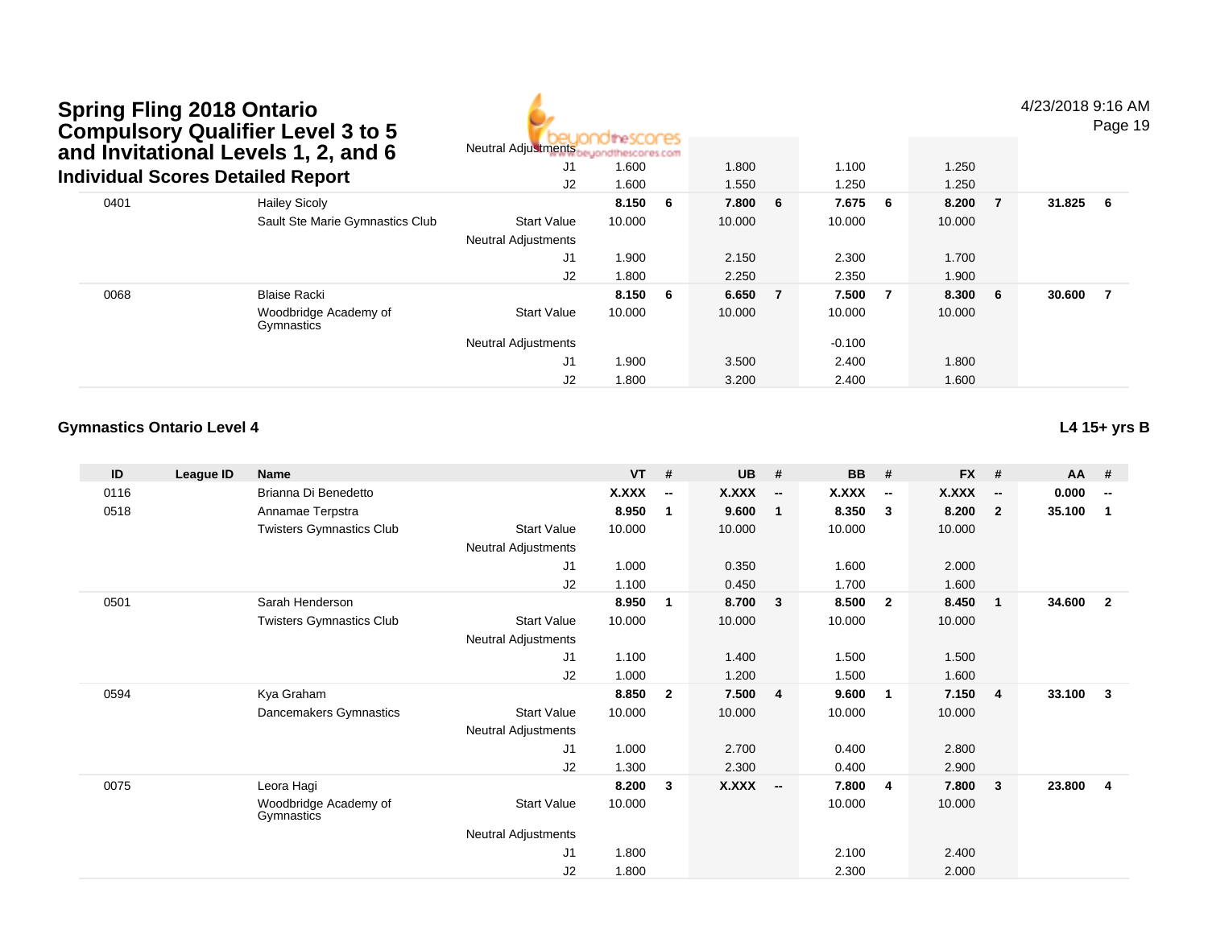# Spring Fling 2018 Ontario Compulsory Qualifier Level 3 to 5 and Invitational Levels 1, 2, and 6

## Individual Scores Detailed Report

4/23/2018 9:16 AM

| ID | League ID | Name | | VT | # | UB | # | BB | # | FX | # | AA | # |
|---|---|---|---|---|---|---|---|---|---|---|---|---|---|
| | | | Neutral Adjustments | | | | | | | | | | |
| | | | J1 | 1.600 | | 1.800 | | 1.100 | | 1.250 | | | |
| | | | J2 | 1.600 | | 1.550 | | 1.250 | | 1.250 | | | |
| 0401 | | Hailey Sicoly | | **8.150** | **6** | **7.800** | **6** | **7.675** | **6** | **8.200** | **7** | **31.825** | **6** |
| | | Sault Ste Marie Gymnastics Club | Start Value | 10.000 | | 10.000 | | 10.000 | | 10.000 | | | |
| | | | Neutral Adjustments | | | | | | | | | | |
| | | | J1 | 1.900 | | 2.150 | | 2.300 | | 1.700 | | | |
| | | | J2 | 1.800 | | 2.250 | | 2.350 | | 1.900 | | | |
| 0068 | | Blaise Racki | | **8.150** | **6** | **6.650** | **7** | **7.500** | **7** | **8.300** | **6** | **30.600** | **7** |
| | | Woodbridge Academy of Gymnastics | Start Value | 10.000 | | 10.000 | | 10.000 | | 10.000 | | | |
| | | | Neutral Adjustments | | | | | -0.100 | | | | | |
| | | | J1 | 1.900 | | 3.500 | | 2.400 | | 1.800 | | | |
| | | | J2 | 1.800 | | 3.200 | | 2.400 | | 1.600 | | | |

### Gymnastics Ontario Level 4

**L4 15+ yrs B**

| ID | League ID | Name | | VT | # | UB | # | BB | # | FX | # | AA | # |
|---|---|---|---|---|---|---|---|---|---|---|---|---|---|
| 0116 | | Brianna Di Benedetto | | **X.XXX** | **--** | **X.XXX** | **--** | **X.XXX** | **--** | **X.XXX** | **--** | **0.000** | **--** |
| 0518 | | Annamae Terpstra | | **8.950** | **1** | **9.600** | **1** | **8.350** | **3** | **8.200** | **2** | **35.100** | **1** |
| | | Twisters Gymnastics Club | Start Value | 10.000 | | 10.000 | | 10.000 | | 10.000 | | | |
| | | | Neutral Adjustments | | | | | | | | | | |
| | | | J1 | 1.000 | | 0.350 | | 1.600 | | 2.000 | | | |
| | | | J2 | 1.100 | | 0.450 | | 1.700 | | 1.600 | | | |
| 0501 | | Sarah Henderson | | **8.950** | **1** | **8.700** | **3** | **8.500** | **2** | **8.450** | **1** | **34.600** | **2** |
| | | Twisters Gymnastics Club | Start Value | 10.000 | | 10.000 | | 10.000 | | 10.000 | | | |
| | | | Neutral Adjustments | | | | | | | | | | |
| | | | J1 | 1.100 | | 1.400 | | 1.500 | | 1.500 | | | |
| | | | J2 | 1.000 | | 1.200 | | 1.500 | | 1.600 | | | |
| 0594 | | Kya Graham | | **8.850** | **2** | **7.500** | **4** | **9.600** | **1** | **7.150** | **4** | **33.100** | **3** |
| | | Dancemakers Gymnastics | Start Value | 10.000 | | 10.000 | | 10.000 | | 10.000 | | | |
| | | | Neutral Adjustments | | | | | | | | | | |
| | | | J1 | 1.000 | | 2.700 | | 0.400 | | 2.800 | | | |
| | | | J2 | 1.300 | | 2.300 | | 0.400 | | 2.900 | | | |
| 0075 | | Leora Hagi | | **8.200** | **3** | **X.XXX** | **--** | **7.800** | **4** | **7.800** | **3** | **23.800** | **4** |
| | | Woodbridge Academy of Gymnastics | Start Value | 10.000 | | | | 10.000 | | 10.000 | | | |
| | | | Neutral Adjustments | | | | | | | | | | |
| | | | J1 | 1.800 | | | | 2.100 | | 2.400 | | | |
| | | | J2 | 1.800 | | | | 2.300 | | 2.000 | | | |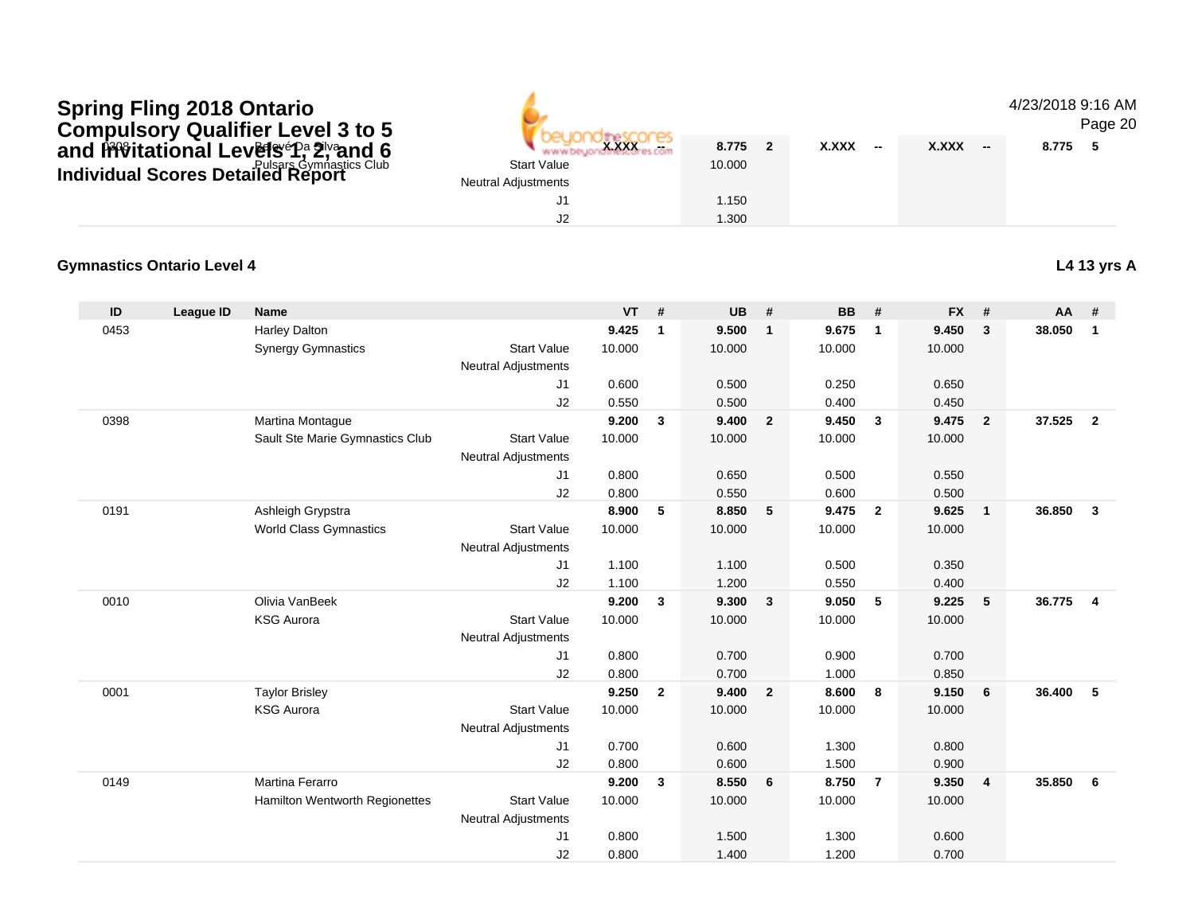## Spring Fling 2018 Ontario Compulsory Qualifier Level 3 to 5 and Invitational Levels 1, 2, and 6

### Individual Scores Detailed Report

4/23/2018 9:16 AM

| ID | League ID | Name | | VT | # | UB | # | BB | # | FX | # | AA | # |
|---|---|---|---|---|---|---|---|---|---|---|---|---|---|
| 0308 | | Balevé Da Silva | | X.XXX | -- | 8.775 | 2 | X.XXX | -- | X.XXX | -- | 8.775 | 5 |
| | | Pulsars Gymnastics Club | Start Value | | | 10.000 | | | | | | | |
| | | | Neutral Adjustments | | | | | | | | | | |
| | | | J1 | | | 1.150 | | | | | | | |
| | | | J2 | | | 1.300 | | | | | | | |

### Gymnastics Ontario Level 4

**L4 13 yrs A**

| ID | League ID | Name | | VT | # | UB | # | BB | # | FX | # | AA | # |
|---|---|---|---|---|---|---|---|---|---|---|---|---|---|
| 0453 | | Harley Dalton | | 9.425 | 1 | 9.500 | 1 | 9.675 | 1 | 9.450 | 3 | 38.050 | 1 |
| | | Synergy Gymnastics | Start Value | 10.000 | | 10.000 | | 10.000 | | 10.000 | | | |
| | | | Neutral Adjustments | | | | | | | | | | |
| | | | J1 | 0.600 | | 0.500 | | 0.250 | | 0.650 | | | |
| | | | J2 | 0.550 | | 0.500 | | 0.400 | | 0.450 | | | |
| 0398 | | Martina Montague | | 9.200 | 3 | 9.400 | 2 | 9.450 | 3 | 9.475 | 2 | 37.525 | 2 |
| | | Sault Ste Marie Gymnastics Club | Start Value | 10.000 | | 10.000 | | 10.000 | | 10.000 | | | |
| | | | Neutral Adjustments | | | | | | | | | | |
| | | | J1 | 0.800 | | 0.650 | | 0.500 | | 0.550 | | | |
| | | | J2 | 0.800 | | 0.550 | | 0.600 | | 0.500 | | | |
| 0191 | | Ashleigh Grypstra | | 8.900 | 5 | 8.850 | 5 | 9.475 | 2 | 9.625 | 1 | 36.850 | 3 |
| | | World Class Gymnastics | Start Value | 10.000 | | 10.000 | | 10.000 | | 10.000 | | | |
| | | | Neutral Adjustments | | | | | | | | | | |
| | | | J1 | 1.100 | | 1.100 | | 0.500 | | 0.350 | | | |
| | | | J2 | 1.100 | | 1.200 | | 0.550 | | 0.400 | | | |
| 0010 | | Olivia VanBeek | | 9.200 | 3 | 9.300 | 3 | 9.050 | 5 | 9.225 | 5 | 36.775 | 4 |
| | | KSG Aurora | Start Value | 10.000 | | 10.000 | | 10.000 | | 10.000 | | | |
| | | | Neutral Adjustments | | | | | | | | | | |
| | | | J1 | 0.800 | | 0.700 | | 0.900 | | 0.700 | | | |
| | | | J2 | 0.800 | | 0.700 | | 1.000 | | 0.850 | | | |
| 0001 | | Taylor Brisley | | 9.250 | 2 | 9.400 | 2 | 8.600 | 8 | 9.150 | 6 | 36.400 | 5 |
| | | KSG Aurora | Start Value | 10.000 | | 10.000 | | 10.000 | | 10.000 | | | |
| | | | Neutral Adjustments | | | | | | | | | | |
| | | | J1 | 0.700 | | 0.600 | | 1.300 | | 0.800 | | | |
| | | | J2 | 0.800 | | 0.600 | | 1.500 | | 0.900 | | | |
| 0149 | | Martina Ferarro | | 9.200 | 3 | 8.550 | 6 | 8.750 | 7 | 9.350 | 4 | 35.850 | 6 |
| | | Hamilton Wentworth Regionettes | Start Value | 10.000 | | 10.000 | | 10.000 | | 10.000 | | | |
| | | | Neutral Adjustments | | | | | | | | | | |
| | | | J1 | 0.800 | | 1.500 | | 1.300 | | 0.600 | | | |
| | | | J2 | 0.800 | | 1.400 | | 1.200 | | 0.700 | | | |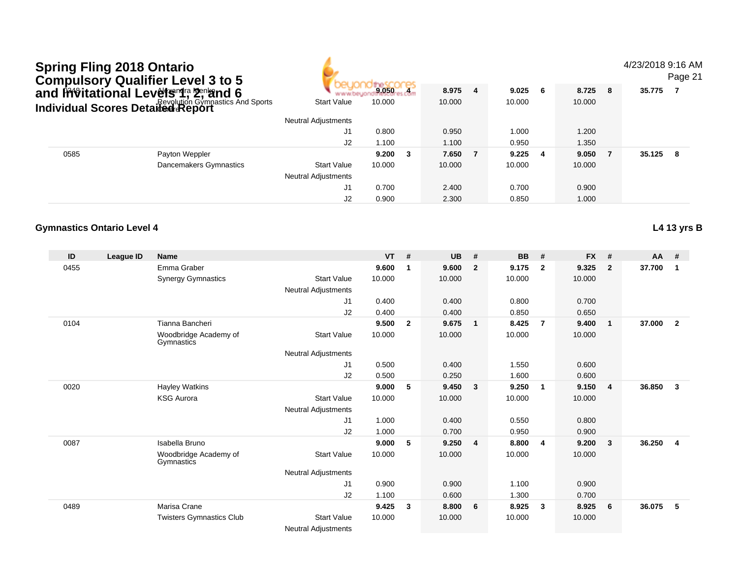# Spring Fling 2018 Ontario Compulsory Qualifier Level 3 to 5 and Invitational Levels 1, 2, and 6

## Individual Scores Detailed Report

| ID | League ID | Name | | VT | # | UB | # | BB | # | FX | # | AA | # |
|---|---|---|---|---|---|---|---|---|---|---|---|---|---|
| 0348 | | Alexandra Menko | | 9.050 | 4 | 8.975 | 4 | 9.025 | 6 | 8.725 | 8 | 35.775 | 7 |
| | | Revolution Gymnastics And Sports Centre | Start Value | 10.000 | | 10.000 | | 10.000 | | 10.000 | | | |
| | | | Neutral Adjustments | | | | | | | | | | |
| | | | J1 | 0.800 | | 0.950 | | 1.000 | | 1.200 | | | |
| | | | J2 | 1.100 | | 1.100 | | 0.950 | | 1.350 | | | |
| 0585 | | Payton Weppler | | 9.200 | 3 | 7.650 | 7 | 9.225 | 4 | 9.050 | 7 | 35.125 | 8 |
| | | Dancemakers Gymnastics | Start Value | 10.000 | | 10.000 | | 10.000 | | 10.000 | | | |
| | | | Neutral Adjustments | | | | | | | | | | |
| | | | J1 | 0.700 | | 2.400 | | 0.700 | | 0.900 | | | |
| | | | J2 | 0.900 | | 2.300 | | 0.850 | | 1.000 | | | |

### Gymnastics Ontario Level 4

**L4 13 yrs B**

| ID | League ID | Name | | VT | # | UB | # | BB | # | FX | # | AA | # |
|---|---|---|---|---|---|---|---|---|---|---|---|---|---|
| 0455 | | Emma Graber | | 9.600 | 1 | 9.600 | 2 | 9.175 | 2 | 9.325 | 2 | 37.700 | 1 |
| | | Synergy Gymnastics | Start Value | 10.000 | | 10.000 | | 10.000 | | 10.000 | | | |
| | | | Neutral Adjustments | | | | | | | | | | |
| | | | J1 | 0.400 | | 0.400 | | 0.800 | | 0.700 | | | |
| | | | J2 | 0.400 | | 0.400 | | 0.850 | | 0.650 | | | |
| 0104 | | Tianna Bancheri | | 9.500 | 2 | 9.675 | 1 | 8.425 | 7 | 9.400 | 1 | 37.000 | 2 |
| | | Woodbridge Academy of Gymnastics | Start Value | 10.000 | | 10.000 | | 10.000 | | 10.000 | | | |
| | | | Neutral Adjustments | | | | | | | | | | |
| | | | J1 | 0.500 | | 0.400 | | 1.550 | | 0.600 | | | |
| | | | J2 | 0.500 | | 0.250 | | 1.600 | | 0.600 | | | |
| 0020 | | Hayley Watkins | | 9.000 | 5 | 9.450 | 3 | 9.250 | 1 | 9.150 | 4 | 36.850 | 3 |
| | | KSG Aurora | Start Value | 10.000 | | 10.000 | | 10.000 | | 10.000 | | | |
| | | | Neutral Adjustments | | | | | | | | | | |
| | | | J1 | 1.000 | | 0.400 | | 0.550 | | 0.800 | | | |
| | | | J2 | 1.000 | | 0.700 | | 0.950 | | 0.900 | | | |
| 0087 | | Isabella Bruno | | 9.000 | 5 | 9.250 | 4 | 8.800 | 4 | 9.200 | 3 | 36.250 | 4 |
| | | Woodbridge Academy of Gymnastics | Start Value | 10.000 | | 10.000 | | 10.000 | | 10.000 | | | |
| | | | Neutral Adjustments | | | | | | | | | | |
| | | | J1 | 0.900 | | 0.900 | | 1.100 | | 0.900 | | | |
| | | | J2 | 1.100 | | 0.600 | | 1.300 | | 0.700 | | | |
| 0489 | | Marisa Crane | | 9.425 | 3 | 8.800 | 6 | 8.925 | 3 | 8.925 | 6 | 36.075 | 5 |
| | | Twisters Gymnastics Club | Start Value | 10.000 | | 10.000 | | 10.000 | | 10.000 | | | |
| | | | Neutral Adjustments | | | | | | | | | | |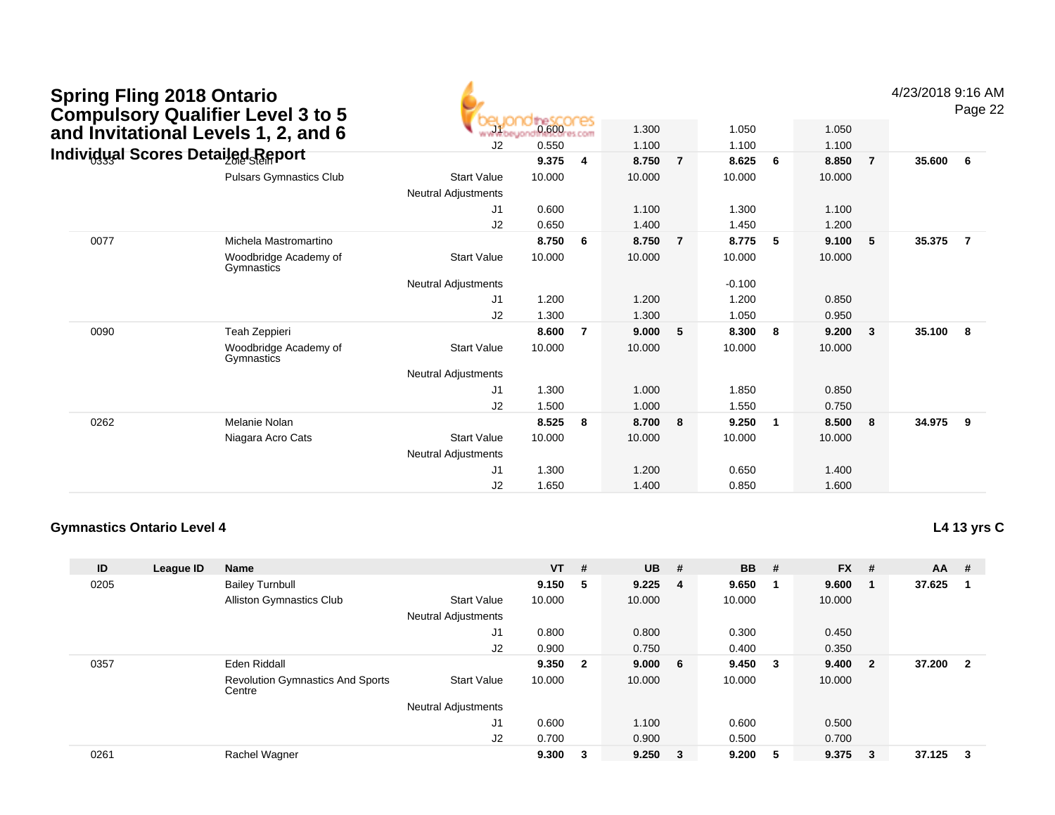# Spring Fling 2018 Ontario Compulsory Qualifier Level 3 to 5 and Invitational Levels 1, 2, and 6

## Individual Scores Detailed Report

4/23/2018 9:16 AM

| ID | League ID | Name | | VT | # | UB | # | BB | # | FX | # | AA | # |
|---|---|---|---|---|---|---|---|---|---|---|---|---|---|
| | | | J1 | 0.600 | | 1.300 | | 1.050 | | 1.050 | | | |
| | | | J2 | 0.550 | | 1.100 | | 1.100 | | 1.100 | | | |
| 0333 | | Zoie Stein | | 9.375 | 4 | 8.750 | 7 | 8.625 | 6 | 8.850 | 7 | 35.600 | 6 |
| | | Pulsars Gymnastics Club | Start Value | 10.000 | | 10.000 | | 10.000 | | 10.000 | | | |
| | | | Neutral Adjustments | | | | | | | | | | |
| | | | J1 | 0.600 | | 1.100 | | 1.300 | | 1.100 | | | |
| | | | J2 | 0.650 | | 1.400 | | 1.450 | | 1.200 | | | |
| 0077 | | Michela Mastromartino | | 8.750 | 6 | 8.750 | 7 | 8.775 | 5 | 9.100 | 5 | 35.375 | 7 |
| | | Woodbridge Academy of Gymnastics | Start Value | 10.000 | | 10.000 | | 10.000 | | 10.000 | | | |
| | | | Neutral Adjustments | | | | | -0.100 | | | | | |
| | | | J1 | 1.200 | | 1.200 | | 1.200 | | 0.850 | | | |
| | | | J2 | 1.300 | | 1.300 | | 1.050 | | 0.950 | | | |
| 0090 | | Teah Zeppieri | | 8.600 | 7 | 9.000 | 5 | 8.300 | 8 | 9.200 | 3 | 35.100 | 8 |
| | | Woodbridge Academy of Gymnastics | Start Value | 10.000 | | 10.000 | | 10.000 | | 10.000 | | | |
| | | | Neutral Adjustments | | | | | | | | | | |
| | | | J1 | 1.300 | | 1.000 | | 1.850 | | 0.850 | | | |
| | | | J2 | 1.500 | | 1.000 | | 1.550 | | 0.750 | | | |
| 0262 | | Melanie Nolan | | 8.525 | 8 | 8.700 | 8 | 9.250 | 1 | 8.500 | 8 | 34.975 | 9 |
| | | Niagara Acro Cats | Start Value | 10.000 | | 10.000 | | 10.000 | | 10.000 | | | |
| | | | Neutral Adjustments | | | | | | | | | | |
| | | | J1 | 1.300 | | 1.200 | | 0.650 | | 1.400 | | | |
| | | | J2 | 1.650 | | 1.400 | | 0.850 | | 1.600 | | | |

### Gymnastics Ontario Level 4

**L4 13 yrs C**

| ID | League ID | Name | | VT | # | UB | # | BB | # | FX | # | AA | # |
|---|---|---|---|---|---|---|---|---|---|---|---|---|---|
| 0205 | | Bailey Turnbull | | 9.150 | 5 | 9.225 | 4 | 9.650 | 1 | 9.600 | 1 | 37.625 | 1 |
| | | Alliston Gymnastics Club | Start Value | 10.000 | | 10.000 | | 10.000 | | 10.000 | | | |
| | | | Neutral Adjustments | | | | | | | | | | |
| | | | J1 | 0.800 | | 0.800 | | 0.300 | | 0.450 | | | |
| | | | J2 | 0.900 | | 0.750 | | 0.400 | | 0.350 | | | |
| 0357 | | Eden Riddall | | 9.350 | 2 | 9.000 | 6 | 9.450 | 3 | 9.400 | 2 | 37.200 | 2 |
| | | Revolution Gymnastics And Sports Centre | Start Value | 10.000 | | 10.000 | | 10.000 | | 10.000 | | | |
| | | | Neutral Adjustments | | | | | | | | | | |
| | | | J1 | 0.600 | | 1.100 | | 0.600 | | 0.500 | | | |
| | | | J2 | 0.700 | | 0.900 | | 0.500 | | 0.700 | | | |
| 0261 | | Rachel Wagner | | 9.300 | 3 | 9.250 | 3 | 9.200 | 5 | 9.375 | 3 | 37.125 | 3 |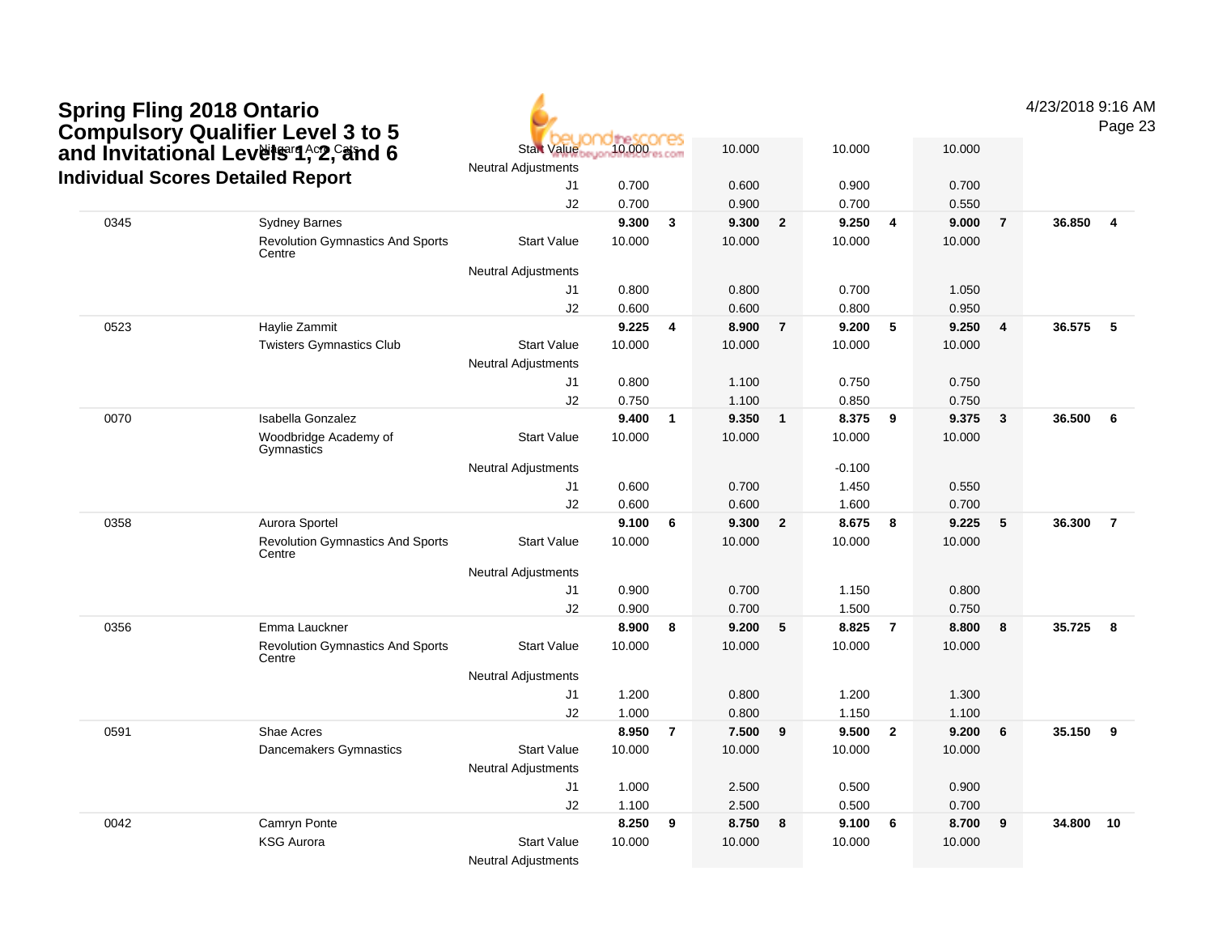# Spring Fling 2018 Ontario Compulsory Qualifier Level 3 to 5 and Invitational Levels 1, 2, and 6

## Individual Scores Detailed Report

4/23/2018 9:16 AM

| # | Name / Club | | Vault | Rk | Bars | Rk | Beam | Rk | Floor | Rk | AA | Rk |
|---|---|---|---|---|---|---|---|---|---|---|---|---|
| | Niagara Acro Cats | Start Value | 10.000 | | 10.000 | | 10.000 | | 10.000 | | | |
| | | Neutral Adjustments | | | | | | | | | | |
| | | J1 | 0.700 | | 0.600 | | 0.900 | | 0.700 | | | |
| | | J2 | 0.700 | | 0.900 | | 0.700 | | 0.550 | | | |
| 0345 | Sydney Barnes | | **9.300** | **3** | **9.300** | **2** | **9.250** | **4** | **9.000** | **7** | **36.850** | **4** |
| | Revolution Gymnastics And Sports Centre | Start Value | 10.000 | | 10.000 | | 10.000 | | 10.000 | | | |
| | | Neutral Adjustments | | | | | | | | | | |
| | | J1 | 0.800 | | 0.800 | | 0.700 | | 1.050 | | | |
| | | J2 | 0.600 | | 0.600 | | 0.800 | | 0.950 | | | |
| 0523 | Haylie Zammit | | **9.225** | **4** | **8.900** | **7** | **9.200** | **5** | **9.250** | **4** | **36.575** | **5** |
| | Twisters Gymnastics Club | Start Value | 10.000 | | 10.000 | | 10.000 | | 10.000 | | | |
| | | Neutral Adjustments | | | | | | | | | | |
| | | J1 | 0.800 | | 1.100 | | 0.750 | | 0.750 | | | |
| | | J2 | 0.750 | | 1.100 | | 0.850 | | 0.750 | | | |
| 0070 | Isabella Gonzalez | | **9.400** | **1** | **9.350** | **1** | **8.375** | **9** | **9.375** | **3** | **36.500** | **6** |
| | Woodbridge Academy of Gymnastics | Start Value | 10.000 | | 10.000 | | 10.000 | | 10.000 | | | |
| | | Neutral Adjustments | | | | | -0.100 | | | | | |
| | | J1 | 0.600 | | 0.700 | | 1.450 | | 0.550 | | | |
| | | J2 | 0.600 | | 0.600 | | 1.600 | | 0.700 | | | |
| 0358 | Aurora Sportel | | **9.100** | **6** | **9.300** | **2** | **8.675** | **8** | **9.225** | **5** | **36.300** | **7** |
| | Revolution Gymnastics And Sports Centre | Start Value | 10.000 | | 10.000 | | 10.000 | | 10.000 | | | |
| | | Neutral Adjustments | | | | | | | | | | |
| | | J1 | 0.900 | | 0.700 | | 1.150 | | 0.800 | | | |
| | | J2 | 0.900 | | 0.700 | | 1.500 | | 0.750 | | | |
| 0356 | Emma Lauckner | | **8.900** | **8** | **9.200** | **5** | **8.825** | **7** | **8.800** | **8** | **35.725** | **8** |
| | Revolution Gymnastics And Sports Centre | Start Value | 10.000 | | 10.000 | | 10.000 | | 10.000 | | | |
| | | Neutral Adjustments | | | | | | | | | | |
| | | J1 | 1.200 | | 0.800 | | 1.200 | | 1.300 | | | |
| | | J2 | 1.000 | | 0.800 | | 1.150 | | 1.100 | | | |
| 0591 | Shae Acres | | **8.950** | **7** | **7.500** | **9** | **9.500** | **2** | **9.200** | **6** | **35.150** | **9** |
| | Dancemakers Gymnastics | Start Value | 10.000 | | 10.000 | | 10.000 | | 10.000 | | | |
| | | Neutral Adjustments | | | | | | | | | | |
| | | J1 | 1.000 | | 2.500 | | 0.500 | | 0.900 | | | |
| | | J2 | 1.100 | | 2.500 | | 0.500 | | 0.700 | | | |
| 0042 | Camryn Ponte | | **8.250** | **9** | **8.750** | **8** | **9.100** | **6** | **8.700** | **9** | **34.800** | **10** |
| | KSG Aurora | Start Value | 10.000 | | 10.000 | | 10.000 | | 10.000 | | | |
| | | Neutral Adjustments | | | | | | | | | | |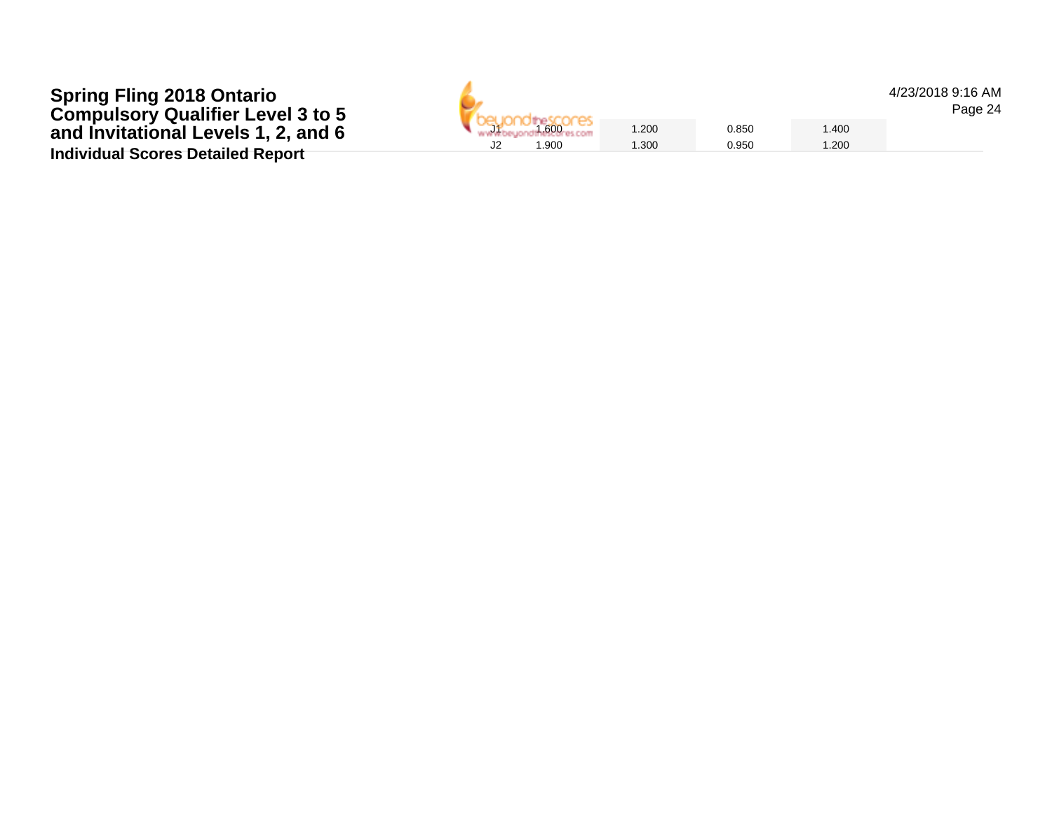| | | | | |
|---|---|---|---|---|
| J1 | 1.600 | 1.200 | 0.850 | 1.400 |
| J2 | 1.900 | 1.300 | 0.950 | 1.200 |